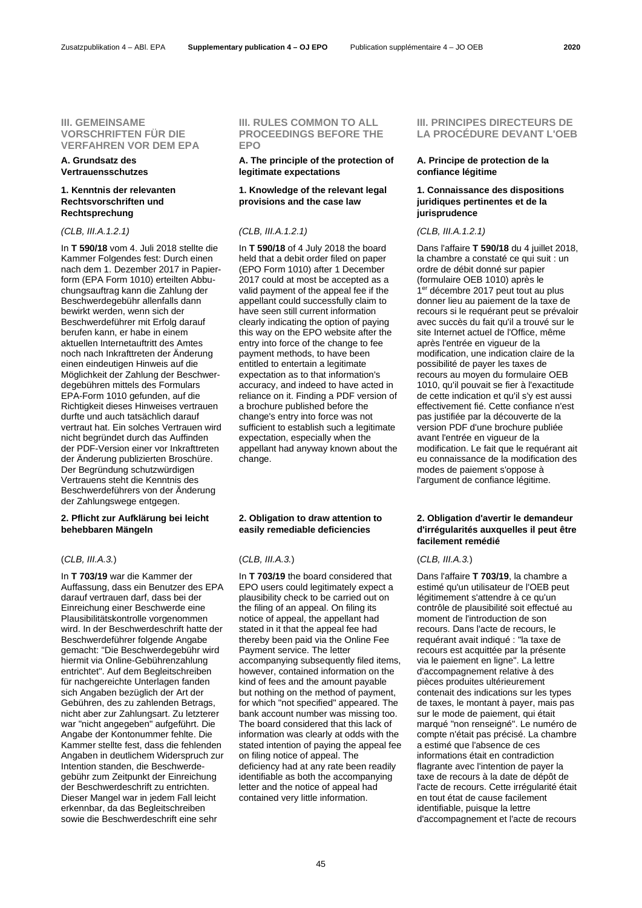## III. GEMEINSAME VORSCHRIFTEN FÜR DIE VERFAHREN VOR DEM EPA

### A. Grundsatz des Vertrauensschutzes

#### 1. Kenntnis der relevanten Rechtsvorschriften und Rechtsprechung

*(CLB, III.A.1.2.1)*

In **T 590/18** vom 4. Juli 2018 stellte die Kammer Folgendes fest: Durch einen nach dem 1. Dezember 2017 in Papierform (EPA Form 1010) erteilten Abbuchungsauftrag kann die Zahlung der Beschwerdegebühr allenfalls dann bewirkt werden, wenn sich der Beschwerdeführer mit Erfolg darauf berufen kann, er habe in einem aktuellen Internetauftritt des Amtes noch nach Inkrafttreten der Änderung einen eindeutigen Hinweis auf die Möglichkeit der Zahlung der Beschwerdegebühren mittels des Formulars EPA-Form 1010 gefunden, auf die Richtigkeit dieses Hinweises vertrauen durfte und auch tatsächlich darauf vertraut hat. Ein solches Vertrauen wird nicht begründet durch das Auffinden der PDF-Version einer vor Inkrafttreten der Änderung publizierten Broschüre. Der Begründung schutzwürdigen Vertrauens steht die Kenntnis des Beschwerdeführers von der Änderung der Zahlungswege entgegen.

#### 2. Pflicht zur Aufklärung bei leicht behebbaren Mängeln

(*CLB, III.A.3.*)

In **T 703/19** war die Kammer der Auffassung, dass ein Benutzer des EPA darauf vertrauen darf, dass bei der Einreichung einer Beschwerde eine Plausibilitätskontrolle vorgenommen wird. In der Beschwerdeschrift hatte der Beschwerdeführer folgende Angabe gemacht: "Die Beschwerdegebühr wird hiermit via Online-Gebührenzahlung entrichtet". Auf dem Begleitschreiben für nachgereichte Unterlagen fanden sich Angaben bezüglich der Art der Gebühren, des zu zahlenden Betrags, nicht aber zur Zahlungsart. Zu letzterer war "nicht angegeben" aufgeführt. Die Angabe der Kontonummer fehlte. Die Kammer stellte fest, dass die fehlenden Angaben in deutlichem Widerspruch zur Intention standen, die Beschwerdegebühr zum Zeitpunkt der Einreichung der Beschwerdeschrift zu entrichten. Dieser Mangel war in jedem Fall leicht erkennbar, da das Begleitschreiben sowie die Beschwerdeschrift eine sehr

## III. RULES COMMON TO ALL PROCEEDINGS BEFORE THE EPO

### A. The principle of the protection of legitimate expectations

#### 1. Knowledge of the relevant legal provisions and the case law

*(CLB, III.A.1.2.1)*

In **T 590/18** of 4 July 2018 the board held that a debit order filed on paper (EPO Form 1010) after 1 December 2017 could at most be accepted as a valid payment of the appeal fee if the appellant could successfully claim to have seen still current information clearly indicating the option of paying this way on the EPO website after the entry into force of the change to fee payment methods, to have been entitled to entertain a legitimate expectation as to that information's accuracy, and indeed to have acted in reliance on it. Finding a PDF version of a brochure published before the change's entry into force was not sufficient to establish such a legitimate expectation, especially when the appellant had anyway known about the change.

#### 2. Obligation to draw attention to easily remediable deficiencies

(*CLB, III.A.3.*)

In **T 703/19** the board considered that EPO users could legitimately expect a plausibility check to be carried out on the filing of an appeal. On filing its notice of appeal, the appellant had stated in it that the appeal fee had thereby been paid via the Online Fee Payment service. The letter accompanying subsequently filed items, however, contained information on the kind of fees and the amount payable but nothing on the method of payment, for which "not specified" appeared. The bank account number was missing too. The board considered that this lack of information was clearly at odds with the stated intention of paying the appeal fee on filing notice of appeal. The deficiency had at any rate been readily identifiable as both the accompanying letter and the notice of appeal had contained very little information.

## III. PRINCIPES DIRECTEURS DE LA PROCÉDURE DEVANT L'OEB

### A. Principe de protection de la confiance légitime

#### 1. Connaissance des dispositions juridiques pertinentes et de la jurisprudence

*(CLB, III.A.1.2.1)*

Dans l'affaire **T 590/18** du 4 juillet 2018, la chambre a constaté ce qui suit : un ordre de débit donné sur papier (formulaire OEB 1010) après le 1er décembre 2017 peut tout au plus donner lieu au paiement de la taxe de recours si le requérant peut se prévaloir avec succès du fait qu'il a trouvé sur le site Internet actuel de l'Office, même après l'entrée en vigueur de la modification, une indication claire de la possibilité de payer les taxes de recours au moyen du formulaire OEB 1010, qu'il pouvait se fier à l'exactitude de cette indication et qu'il s'y est aussi effectivement fié. Cette confiance n'est pas justifiée par la découverte de la version PDF d'une brochure publiée avant l'entrée en vigueur de la modification. Le fait que le requérant ait eu connaissance de la modification des modes de paiement s'oppose à l'argument de confiance légitime.

#### 2. Obligation d'avertir le demandeur d'irrégularités auxquelles il peut être facilement remédié

(*CLB, III.A.3.*)

Dans l'affaire **T 703/19**, la chambre a estimé qu'un utilisateur de l'OEB peut légitimement s'attendre à ce qu'un contrôle de plausibilité soit effectué au moment de l'introduction de son recours. Dans l'acte de recours, le requérant avait indiqué : "la taxe de recours est acquittée par la présente via le paiement en ligne". La lettre d'accompagnement relative à des pièces produites ultérieurement contenait des indications sur les types de taxes, le montant à payer, mais pas sur le mode de paiement, qui était marqué "non renseigné". Le numéro de compte n'était pas précisé. La chambre a estimé que l'absence de ces informations était en contradiction flagrante avec l'intention de payer la taxe de recours à la date de dépôt de l'acte de recours. Cette irrégularité était en tout état de cause facilement identifiable, puisque la lettre d'accompagnement et l'acte de recours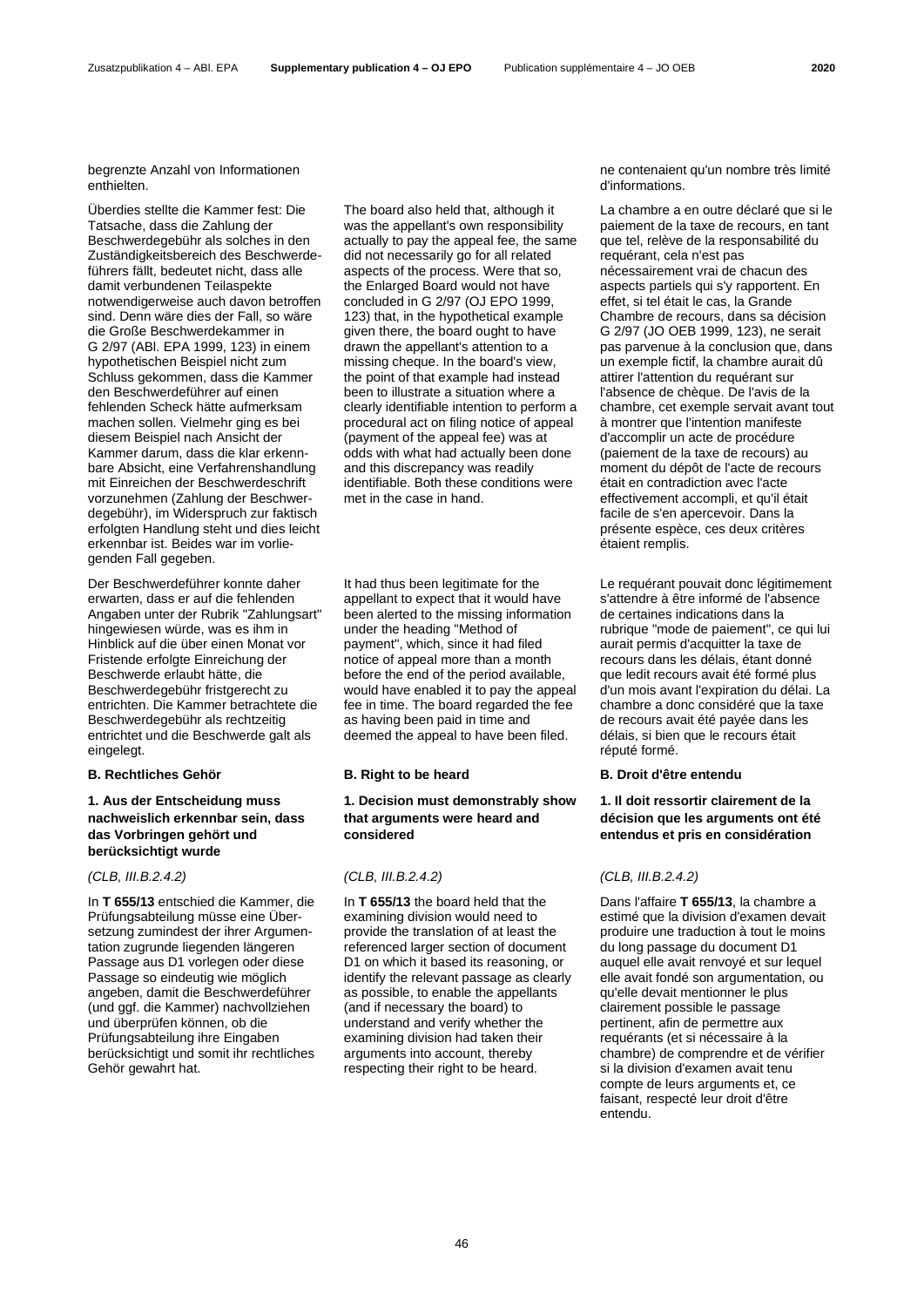begrenzte Anzahl von Informationen enthielten.

Überdies stellte die Kammer fest: Die Tatsache, dass die Zahlung der Beschwerdegebühr als solches in den Zuständigkeitsbereich des Beschwerdeführers fällt, bedeutet nicht, dass alle damit verbundenen Teilaspekte notwendigerweise auch davon betroffen sind. Denn wäre dies der Fall, so wäre die Große Beschwerdekammer in G 2/97 (ABl. EPA 1999, 123) in einem hypothetischen Beispiel nicht zum Schluss gekommen, dass die Kammer den Beschwerdeführer auf einen fehlenden Scheck hätte aufmerksam machen sollen. Vielmehr ging es bei diesem Beispiel nach Ansicht der Kammer darum, dass die klar erkennbare Absicht, eine Verfahrenshandlung mit Einreichen der Beschwerdeschrift vorzunehmen (Zahlung der Beschwerdegebühr), im Widerspruch zur faktisch erfolgten Handlung steht und dies leicht erkennbar ist. Beides war im vorliegenden Fall gegeben.

Der Beschwerdeführer konnte daher erwarten, dass er auf die fehlenden Angaben unter der Rubrik "Zahlungsart" hingewiesen würde, was es ihm in Hinblick auf die über einen Monat vor Fristende erfolgte Einreichung der Beschwerde erlaubt hätte, die Beschwerdegebühr fristgerecht zu entrichten. Die Kammer betrachtete die Beschwerdegebühr als rechtzeitig entrichtet und die Beschwerde galt als eingelegt.

**B. Rechtliches Gehör**

**1. Aus der Entscheidung muss nachweislich erkennbar sein, dass das Vorbringen gehört und berücksichtigt wurde**

*(CLB, III.B.2.4.2)*

In **T 655/13** entschied die Kammer, die Prüfungsabteilung müsse eine Übersetzung zumindest der ihrer Argumentation zugrunde liegenden längeren Passage aus D1 vorlegen oder diese Passage so eindeutig wie möglich angeben, damit die Beschwerdeführer (und ggf. die Kammer) nachvollziehen und überprüfen können, ob die Prüfungsabteilung ihre Eingaben berücksichtigt und somit ihr rechtliches Gehör gewahrt hat.

The board also held that, although it was the appellant's own responsibility actually to pay the appeal fee, the same did not necessarily go for all related aspects of the process. Were that so, the Enlarged Board would not have concluded in G 2/97 (OJ EPO 1999, 123) that, in the hypothetical example given there, the board ought to have drawn the appellant's attention to a missing cheque. In the board's view, the point of that example had instead been to illustrate a situation where a clearly identifiable intention to perform a procedural act on filing notice of appeal (payment of the appeal fee) was at odds with what had actually been done and this discrepancy was readily identifiable. Both these conditions were met in the case in hand.

It had thus been legitimate for the appellant to expect that it would have been alerted to the missing information under the heading "Method of payment", which, since it had filed notice of appeal more than a month before the end of the period available, would have enabled it to pay the appeal fee in time. The board regarded the fee as having been paid in time and deemed the appeal to have been filed.

**B. Right to be heard**

**1. Decision must demonstrably show that arguments were heard and considered**

*(CLB, III.B.2.4.2)*

In **T 655/13** the board held that the examining division would need to provide the translation of at least the referenced larger section of document D1 on which it based its reasoning, or identify the relevant passage as clearly as possible, to enable the appellants (and if necessary the board) to understand and verify whether the examining division had taken their arguments into account, thereby respecting their right to be heard.

ne contenaient qu'un nombre très limité d'informations.

La chambre a en outre déclaré que si le paiement de la taxe de recours, en tant que tel, relève de la responsabilité du requérant, cela n'est pas nécessairement vrai de chacun des aspects partiels qui s'y rapportent. En effet, si tel était le cas, la Grande Chambre de recours, dans sa décision G 2/97 (JO OEB 1999, 123), ne serait pas parvenue à la conclusion que, dans un exemple fictif, la chambre aurait dû attirer l'attention du requérant sur l'absence de chèque. De l'avis de la chambre, cet exemple servait avant tout à montrer que l'intention manifeste d'accomplir un acte de procédure (paiement de la taxe de recours) au moment du dépôt de l'acte de recours était en contradiction avec l'acte effectivement accompli, et qu'il était facile de s'en apercevoir. Dans la présente espèce, ces deux critères étaient remplis.

Le requérant pouvait donc légitimement s'attendre à être informé de l'absence de certaines indications dans la rubrique "mode de paiement", ce qui lui aurait permis d'acquitter la taxe de recours dans les délais, étant donné que ledit recours avait été formé plus d'un mois avant l'expiration du délai. La chambre a donc considéré que la taxe de recours avait été payée dans les délais, si bien que le recours était réputé formé.

**B. Droit d'être entendu**

**1. Il doit ressortir clairement de la décision que les arguments ont été entendus et pris en considération**

*(CLB, III.B.2.4.2)*

Dans l'affaire **T 655/13**, la chambre a estimé que la division d'examen devait produire une traduction à tout le moins du long passage du document D1 auquel elle avait renvoyé et sur lequel elle avait fondé son argumentation, ou qu'elle devait mentionner le plus clairement possible le passage pertinent, afin de permettre aux requérants (et si nécessaire à la chambre) de comprendre et de vérifier si la division d'examen avait tenu compte de leurs arguments et, ce faisant, respecté leur droit d'être entendu.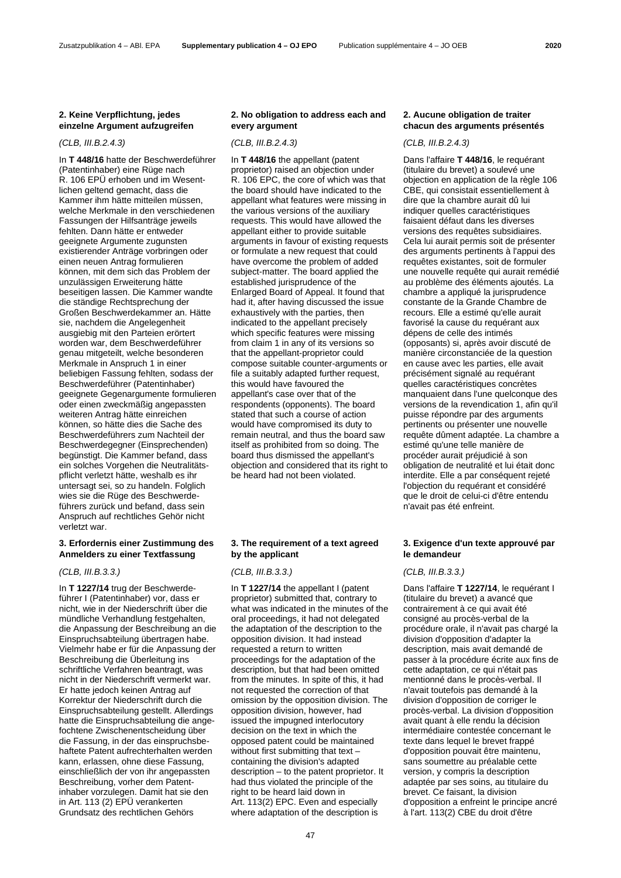### 2. Keine Verpflichtung, jedes einzelne Argument aufzugreifen

*(CLB, III.B.2.4.3)*

In **T 448/16** hatte der Beschwerdeführer (Patentinhaber) eine Rüge nach R. 106 EPÜ erhoben und im Wesentlichen geltend gemacht, dass die Kammer ihm hätte mitteilen müssen, welche Merkmale in den verschiedenen Fassungen der Hilfsanträge jeweils fehlten. Dann hätte er entweder geeignete Argumente zugunsten existierender Anträge vorbringen oder einen neuen Antrag formulieren können, mit dem sich das Problem der unzulässigen Erweiterung hätte beseitigen lassen. Die Kammer wandte die ständige Rechtsprechung der Großen Beschwerdekammer an. Hätte sie, nachdem die Angelegenheit ausgiebig mit den Parteien erörtert worden war, dem Beschwerdeführer genau mitgeteilt, welche besonderen Merkmale in Anspruch 1 in einer beliebigen Fassung fehlten, sodass der Beschwerdeführer (Patentinhaber) geeignete Gegenargumente formulieren oder einen zweckmäßig angepassten weiteren Antrag hätte einreichen können, so hätte dies die Sache des Beschwerdeführers zum Nachteil der Beschwerdegegner (Einsprechenden) begünstigt. Die Kammer befand, dass ein solches Vorgehen die Neutralitätspflicht verletzt hätte, weshalb es ihr untersagt sei, so zu handeln. Folglich wies sie die Rüge des Beschwerdeführers zurück und befand, dass sein Anspruch auf rechtliches Gehör nicht verletzt war.

### 3. Erfordernis einer Zustimmung des Anmelders zu einer Textfassung

*(CLB, III.B.3.3.)*

In **T 1227/14** trug der Beschwerdeführer I (Patentinhaber) vor, dass er nicht, wie in der Niederschrift über die mündliche Verhandlung festgehalten, die Anpassung der Beschreibung an die Einspruchsabteilung übertragen habe. Vielmehr habe er für die Anpassung der Beschreibung die Überleitung ins schriftliche Verfahren beantragt, was nicht in der Niederschrift vermerkt war. Er hatte jedoch keinen Antrag auf Korrektur der Niederschrift durch die Einspruchsabteilung gestellt. Allerdings hatte die Einspruchsabteilung die angefochtene Zwischenentscheidung über die Fassung, in der das einspruchsbehaftete Patent aufrechterhalten werden kann, erlassen, ohne diese Fassung, einschließlich der von ihr angepassten Beschreibung, vorher dem Patentinhaber vorzulegen. Damit hat sie den in Art. 113 (2) EPÜ verankerten Grundsatz des rechtlichen Gehörs

### 2. No obligation to address each and every argument

*(CLB, III.B.2.4.3)*

In **T 448/16** the appellant (patent proprietor) raised an objection under R. 106 EPC, the core of which was that the board should have indicated to the appellant what features were missing in the various versions of the auxiliary requests. This would have allowed the appellant either to provide suitable arguments in favour of existing requests or formulate a new request that could have overcome the problem of added subject-matter. The board applied the established jurisprudence of the Enlarged Board of Appeal. It found that had it, after having discussed the issue exhaustively with the parties, then indicated to the appellant precisely which specific features were missing from claim 1 in any of its versions so that the appellant-proprietor could compose suitable counter-arguments or file a suitably adapted further request, this would have favoured the appellant's case over that of the respondents (opponents). The board stated that such a course of action would have compromised its duty to remain neutral, and thus the board saw itself as prohibited from so doing. The board thus dismissed the appellant's objection and considered that its right to be heard had not been violated.

### 3. The requirement of a text agreed by the applicant

*(CLB, III.B.3.3.)*

In **T 1227/14** the appellant I (patent proprietor) submitted that, contrary to what was indicated in the minutes of the oral proceedings, it had not delegated the adaptation of the description to the opposition division. It had instead requested a return to written proceedings for the adaptation of the description, but that had been omitted from the minutes. In spite of this, it had not requested the correction of that omission by the opposition division. The opposition division, however, had issued the impugned interlocutory decision on the text in which the opposed patent could be maintained without first submitting that text – containing the division's adapted description – to the patent proprietor. It had thus violated the principle of the right to be heard laid down in Art. 113(2) EPC. Even and especially where adaptation of the description is

### 2. Aucune obligation de traiter chacun des arguments présentés

*(CLB, III.B.2.4.3)*

Dans l'affaire **T 448/16**, le requérant (titulaire du brevet) a soulevé une objection en application de la règle 106 CBE, qui consistait essentiellement à dire que la chambre aurait dû lui indiquer quelles caractéristiques faisaient défaut dans les diverses versions des requêtes subsidiaires. Cela lui aurait permis soit de présenter des arguments pertinents à l'appui des requêtes existantes, soit de formuler une nouvelle requête qui aurait remédié au problème des éléments ajoutés. La chambre a appliqué la jurisprudence constante de la Grande Chambre de recours. Elle a estimé qu'elle aurait favorisé la cause du requérant aux dépens de celle des intimés (opposants) si, après avoir discuté de manière circonstanciée de la question en cause avec les parties, elle avait précisément signalé au requérant quelles caractéristiques concrètes manquaient dans l'une quelconque des versions de la revendication 1, afin qu'il puisse répondre par des arguments pertinents ou présenter une nouvelle requête dûment adaptée. La chambre a estimé qu'une telle manière de procéder aurait préjudicié à son obligation de neutralité et lui était donc interdite. Elle a par conséquent rejeté l'objection du requérant et considéré que le droit de celui-ci d'être entendu n'avait pas été enfreint.

### 3. Exigence d'un texte approuvé par le demandeur

*(CLB, III.B.3.3.)*

Dans l'affaire **T 1227/14**, le requérant I (titulaire du brevet) a avancé que contrairement à ce qui avait été consigné au procès-verbal de la procédure orale, il n'avait pas chargé la division d'opposition d'adapter la description, mais avait demandé de passer à la procédure écrite aux fins de cette adaptation, ce qui n'était pas mentionné dans le procès-verbal. Il n'avait toutefois pas demandé à la division d'opposition de corriger le procès-verbal. La division d'opposition avait quant à elle rendu la décision intermédiaire contestée concernant le texte dans lequel le brevet frappé d'opposition pouvait être maintenu, sans soumettre au préalable cette version, y compris la description adaptée par ses soins, au titulaire du brevet. Ce faisant, la division d'opposition a enfreint le principe ancré à l'art. 113(2) CBE du droit d'être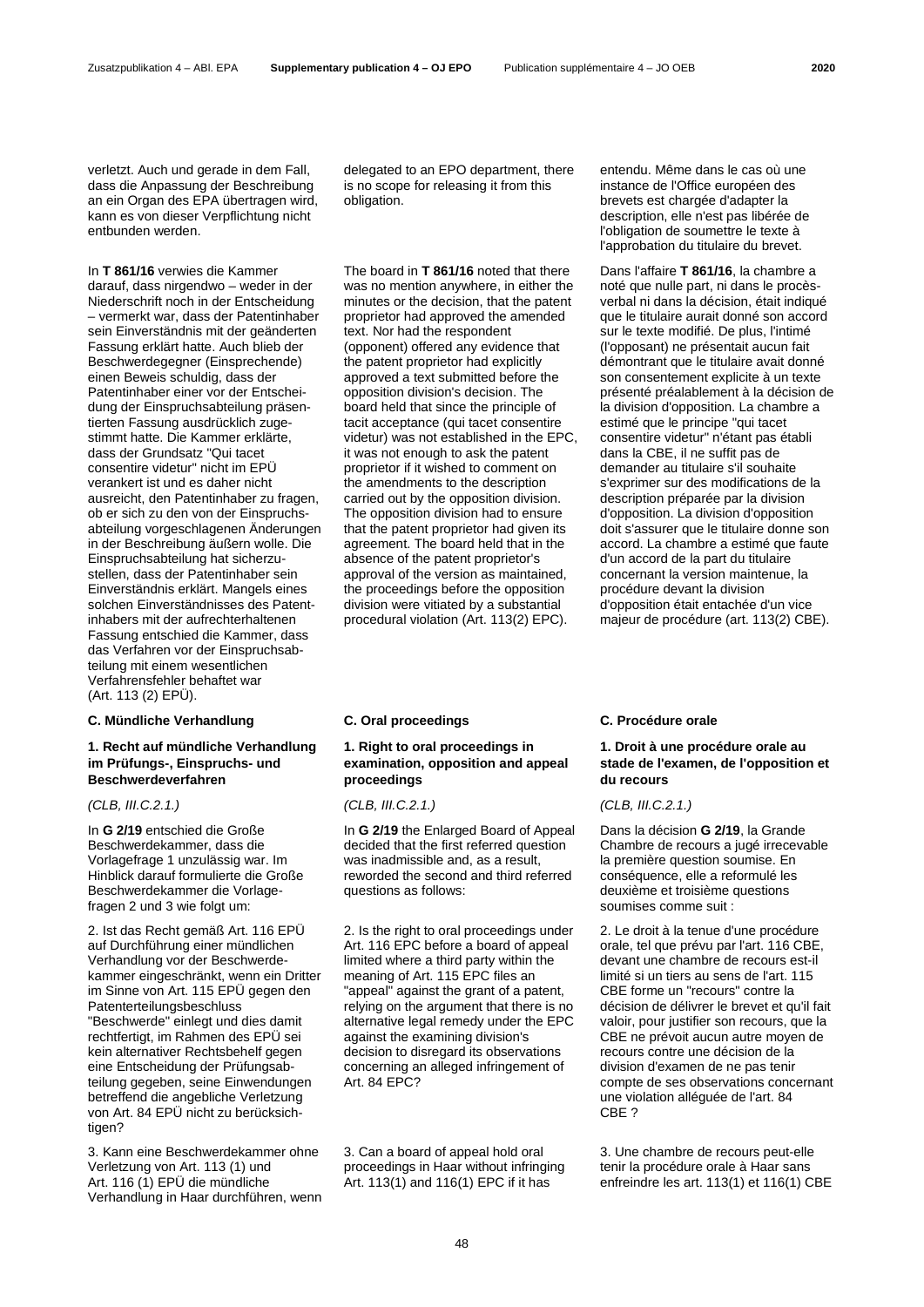verletzt. Auch und gerade in dem Fall, dass die Anpassung der Beschreibung an ein Organ des EPA übertragen wird, kann es von dieser Verpflichtung nicht entbunden werden.

In **T 861/16** verwies die Kammer darauf, dass nirgendwo – weder in der Niederschrift noch in der Entscheidung – vermerkt war, dass der Patentinhaber sein Einverständnis mit der geänderten Fassung erklärt hatte. Auch blieb der Beschwerdegegner (Einsprechende) einen Beweis schuldig, dass der Patentinhaber einer vor der Entscheidung der Einspruchsabteilung präsentierten Fassung ausdrücklich zugestimmt hatte. Die Kammer erklärte, dass der Grundsatz "Qui tacet consentire videtur" nicht im EPÜ verankert ist und es daher nicht ausreicht, den Patentinhaber zu fragen, ob er sich zu den von der Einspruchsabteilung vorgeschlagenen Änderungen in der Beschreibung äußern wolle. Die Einspruchsabteilung hat sicherzustellen, dass der Patentinhaber sein Einverständnis erklärt. Mangels eines solchen Einverständnisses des Patentinhabers mit der aufrechterhaltenen Fassung entschied die Kammer, dass das Verfahren vor der Einspruchsabteilung mit einem wesentlichen Verfahrensfehler behaftet war (Art. 113 (2) EPÜ).

delegated to an EPO department, there is no scope for releasing it from this obligation.

The board in **T 861/16** noted that there was no mention anywhere, in either the minutes or the decision, that the patent proprietor had approved the amended text. Nor had the respondent (opponent) offered any evidence that the patent proprietor had explicitly approved a text submitted before the opposition division's decision. The board held that since the principle of tacit acceptance (qui tacet consentire videtur) was not established in the EPC, it was not enough to ask the patent proprietor if it wished to comment on the amendments to the description carried out by the opposition division. The opposition division had to ensure that the patent proprietor had given its agreement. The board held that in the absence of the patent proprietor's approval of the version as maintained, the proceedings before the opposition division were vitiated by a substantial procedural violation (Art. 113(2) EPC).

entendu. Même dans le cas où une instance de l'Office européen des brevets est chargée d'adapter la description, elle n'est pas libérée de l'obligation de soumettre le texte à l'approbation du titulaire du brevet.

Dans l'affaire **T 861/16**, la chambre a noté que nulle part, ni dans le procès-verbal ni dans la décision, était indiqué que le titulaire aurait donné son accord sur le texte modifié. De plus, l'intimé (l'opposant) ne présentait aucun fait démontrant que le titulaire avait donné son consentement explicite à un texte présenté préalablement à la décision de la division d'opposition. La chambre a estimé que le principe "qui tacet consentire videtur" n'étant pas établi dans la CBE, il ne suffit pas de demander au titulaire s'il souhaite s'exprimer sur des modifications de la description préparée par la division d'opposition. La division d'opposition doit s'assurer que le titulaire donne son accord. La chambre a estimé que faute d'un accord de la part du titulaire concernant la version maintenue, la procédure devant la division d'opposition était entachée d'un vice majeur de procédure (art. 113(2) CBE).

## C. Mündliche Verhandlung

### 1. Recht auf mündliche Verhandlung im Prüfungs-, Einspruchs- und Beschwerdeverfahren

*(CLB, III.C.2.1.)*

In **G 2/19** entschied die Große Beschwerdekammer, dass die Vorlagefrage 1 unzulässig war. Im Hinblick darauf formulierte die Große Beschwerdekammer die Vorlagefragen 2 und 3 wie folgt um:

2. Ist das Recht gemäß Art. 116 EPÜ auf Durchführung einer mündlichen Verhandlung vor der Beschwerdekammer eingeschränkt, wenn ein Dritter im Sinne von Art. 115 EPÜ gegen den Patenterteilungsbeschluss "Beschwerde" einlegt und dies damit rechtfertigt, im Rahmen des EPÜ sei kein alternativer Rechtsbehelf gegen eine Entscheidung der Prüfungsabteilung gegeben, seine Einwendungen betreffend die angebliche Verletzung von Art. 84 EPÜ nicht zu berücksichtigen?

3. Kann eine Beschwerdekammer ohne Verletzung von Art. 113 (1) und Art. 116 (1) EPÜ die mündliche Verhandlung in Haar durchführen, wenn

## C. Oral proceedings

### 1. Right to oral proceedings in examination, opposition and appeal proceedings

*(CLB, III.C.2.1.)*

In **G 2/19** the Enlarged Board of Appeal decided that the first referred question was inadmissible and, as a result, reworded the second and third referred questions as follows:

2. Is the right to oral proceedings under Art. 116 EPC before a board of appeal limited where a third party within the meaning of Art. 115 EPC files an "appeal" against the grant of a patent, relying on the argument that there is no alternative legal remedy under the EPC against the examining division's decision to disregard its observations concerning an alleged infringement of Art. 84 EPC?

3. Can a board of appeal hold oral proceedings in Haar without infringing Art. 113(1) and 116(1) EPC if it has

## C. Procédure orale

### 1. Droit à une procédure orale au stade de l'examen, de l'opposition et du recours

*(CLB, III.C.2.1.)*

Dans la décision **G 2/19**, la Grande Chambre de recours a jugé irrecevable la première question soumise. En conséquence, elle a reformulé les deuxième et troisième questions soumises comme suit :

2. Le droit à la tenue d'une procédure orale, tel que prévu par l'art. 116 CBE, devant une chambre de recours est-il limité si un tiers au sens de l'art. 115 CBE forme un "recours" contre la décision de délivrer le brevet et qu'il fait valoir, pour justifier son recours, que la CBE ne prévoit aucun autre moyen de recours contre une décision de la division d'examen de ne pas tenir compte de ses observations concernant une violation alléguée de l'art. 84 CBE ?

3. Une chambre de recours peut-elle tenir la procédure orale à Haar sans enfreindre les art. 113(1) et 116(1) CBE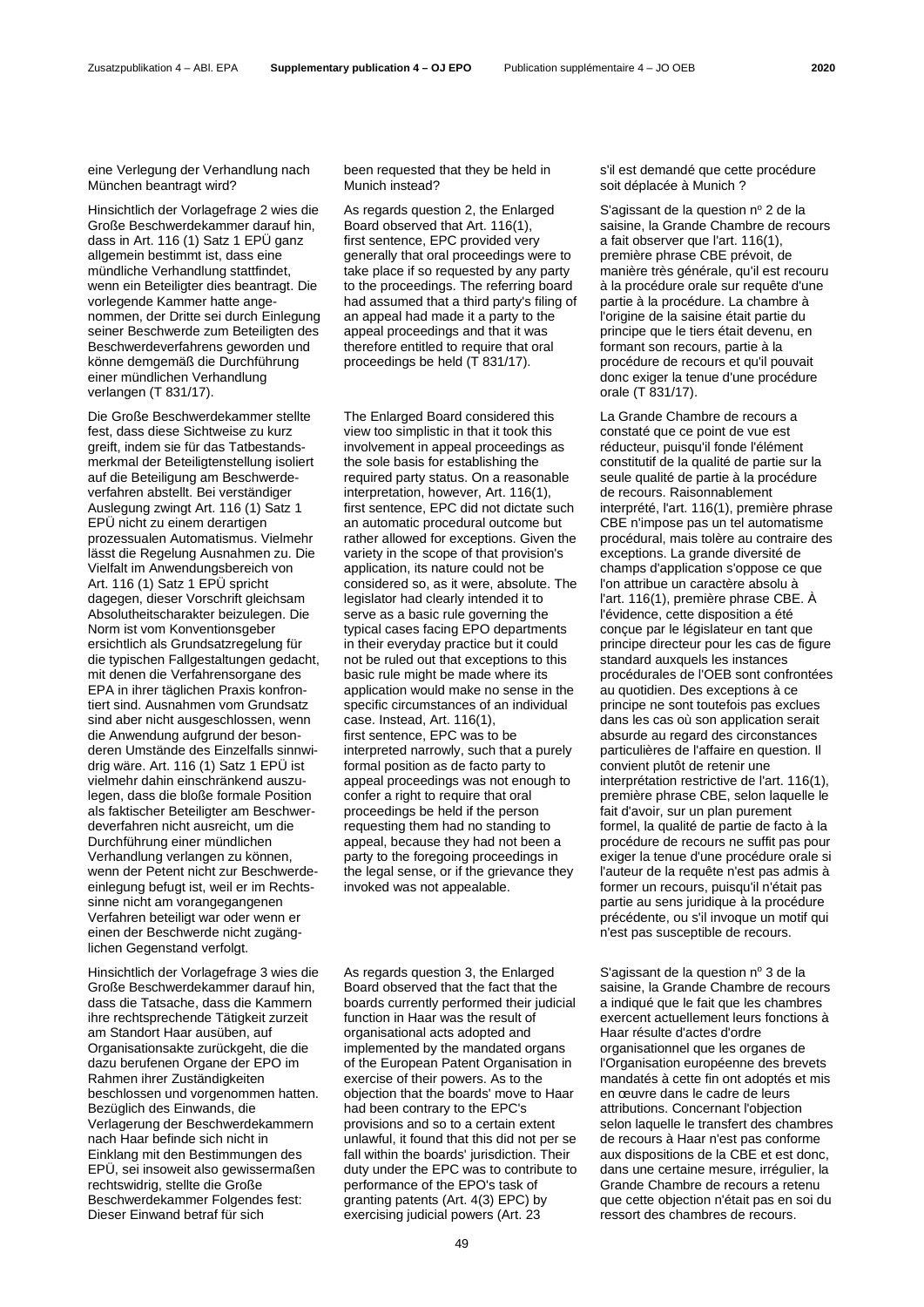eine Verlegung der Verhandlung nach München beantragt wird?

Hinsichtlich der Vorlagefrage 2 wies die Große Beschwerdekammer darauf hin, dass in Art. 116 (1) Satz 1 EPÜ ganz allgemein bestimmt ist, dass eine mündliche Verhandlung stattfindet, wenn ein Beteiligter dies beantragt. Die vorlegende Kammer hatte angenommen, der Dritte sei durch Einlegung seiner Beschwerde zum Beteiligten des Beschwerdeverfahrens geworden und könne demgemäß die Durchführung einer mündlichen Verhandlung verlangen (T 831/17).

Die Große Beschwerdekammer stellte fest, dass diese Sichtweise zu kurz greift, indem sie für das Tatbestandsmerkmal der Beteiligtenstellung isoliert auf die Beteiligung am Beschwerdeverfahren abstellt. Bei verständiger Auslegung zwingt Art. 116 (1) Satz 1 EPÜ nicht zu einem derartigen prozessualen Automatismus. Vielmehr lässt die Regelung Ausnahmen zu. Die Vielfalt im Anwendungsbereich von Art. 116 (1) Satz 1 EPÜ spricht dagegen, dieser Vorschrift gleichsam Absolutheitscharakter beizulegen. Die Norm ist vom Konventionsgeber ersichtlich als Grundsatzregelung für die typischen Fallgestaltungen gedacht, mit denen die Verfahrensorgane des EPA in ihrer täglichen Praxis konfrontiert sind. Ausnahmen vom Grundsatz sind aber nicht ausgeschlossen, wenn die Anwendung aufgrund der besonderen Umstände des Einzelfalls sinnwidrig wäre. Art. 116 (1) Satz 1 EPÜ ist vielmehr dahin einschränkend auszulegen, dass die bloße formale Position als faktischer Beteiligter am Beschwerdeverfahren nicht ausreicht, um die Durchführung einer mündlichen Verhandlung verlangen zu können, wenn der Petent nicht zur Beschwerdeeinlegung befugt ist, weil er im Rechtssinne nicht am vorangegangenen Verfahren beteiligt war oder wenn er einen der Beschwerde nicht zugänglichen Gegenstand verfolgt.

Hinsichtlich der Vorlagefrage 3 wies die Große Beschwerdekammer darauf hin, dass die Tatsache, dass die Kammern ihre rechtsprechende Tätigkeit zurzeit am Standort Haar ausüben, auf Organisationsakte zurückgeht, die die dazu berufenen Organe der EPO im Rahmen ihrer Zuständigkeiten beschlossen und vorgenommen hatten. Bezüglich des Einwands, die Verlagerung der Beschwerdekammern nach Haar befinde sich nicht in Einklang mit den Bestimmungen des EPÜ, sei insoweit also gewissermaßen rechtswidrig, stellte die Große Beschwerdekammer Folgendes fest: Dieser Einwand betraf für sich

been requested that they be held in Munich instead?

As regards question 2, the Enlarged Board observed that Art. 116(1), first sentence, EPC provided very generally that oral proceedings were to take place if so requested by any party to the proceedings. The referring board had assumed that a third party's filing of an appeal had made it a party to the appeal proceedings and that it was therefore entitled to require that oral proceedings be held (T 831/17).

The Enlarged Board considered this view too simplistic in that it took this involvement in appeal proceedings as the sole basis for establishing the required party status. On a reasonable interpretation, however, Art. 116(1), first sentence, EPC did not dictate such an automatic procedural outcome but rather allowed for exceptions. Given the variety in the scope of that provision's application, its nature could not be considered so, as it were, absolute. The legislator had clearly intended it to serve as a basic rule governing the typical cases facing EPO departments in their everyday practice but it could not be ruled out that exceptions to this basic rule might be made where its application would make no sense in the specific circumstances of an individual case. Instead, Art. 116(1), first sentence, EPC was to be interpreted narrowly, such that a purely formal position as de facto party to appeal proceedings was not enough to confer a right to require that oral proceedings be held if the person requesting them had no standing to appeal, because they had not been a party to the foregoing proceedings in the legal sense, or if the grievance they invoked was not appealable.

As regards question 3, the Enlarged Board observed that the fact that the boards currently performed their judicial function in Haar was the result of organisational acts adopted and implemented by the mandated organs of the European Patent Organisation in exercise of their powers. As to the objection that the boards' move to Haar had been contrary to the EPC's provisions and so to a certain extent unlawful, it found that this did not per se fall within the boards' jurisdiction. Their duty under the EPC was to contribute to performance of the EPO's task of granting patents (Art. 4(3) EPC) by exercising judicial powers (Art. 23

s'il est demandé que cette procédure soit déplacée à Munich ?

S'agissant de la question n° 2 de la saisine, la Grande Chambre de recours a fait observer que l'art. 116(1), première phrase CBE prévoit, de manière très générale, qu'il est recouru à la procédure orale sur requête d'une partie à la procédure. La chambre à l'origine de la saisine était partie du principe que le tiers était devenu, en formant son recours, partie à la procédure de recours et qu'il pouvait donc exiger la tenue d'une procédure orale (T 831/17).

La Grande Chambre de recours a constaté que ce point de vue est réducteur, puisqu'il fonde l'élément constitutif de la qualité de partie sur la seule qualité de partie à la procédure de recours. Raisonnablement interprété, l'art. 116(1), première phrase CBE n'impose pas un tel automatisme procédural, mais tolère au contraire des exceptions. La grande diversité de champs d'application s'oppose ce que l'on attribue un caractère absolu à l'art. 116(1), première phrase CBE. À l'évidence, cette disposition a été conçue par le législateur en tant que principe directeur pour les cas de figure standard auxquels les instances procédurales de l'OEB sont confrontées au quotidien. Des exceptions à ce principe ne sont toutefois pas exclues dans les cas où son application serait absurde au regard des circonstances particulières de l'affaire en question. Il convient plutôt de retenir une interprétation restrictive de l'art. 116(1), première phrase CBE, selon laquelle le fait d'avoir, sur un plan purement formel, la qualité de partie de facto à la procédure de recours ne suffit pas pour exiger la tenue d'une procédure orale si l'auteur de la requête n'est pas admis à former un recours, puisqu'il n'était pas partie au sens juridique à la procédure précédente, ou s'il invoque un motif qui n'est pas susceptible de recours.

S'agissant de la question n° 3 de la saisine, la Grande Chambre de recours a indiqué que le fait que les chambres exercent actuellement leurs fonctions à Haar résulte d'actes d'ordre organisationnel que les organes de l'Organisation européenne des brevets mandatés à cette fin ont adoptés et mis en œuvre dans le cadre de leurs attributions. Concernant l'objection selon laquelle le transfert des chambres de recours à Haar n'est pas conforme aux dispositions de la CBE et est donc, dans une certaine mesure, irrégulier, la Grande Chambre de recours a retenu que cette objection n'était pas en soi du ressort des chambres de recours.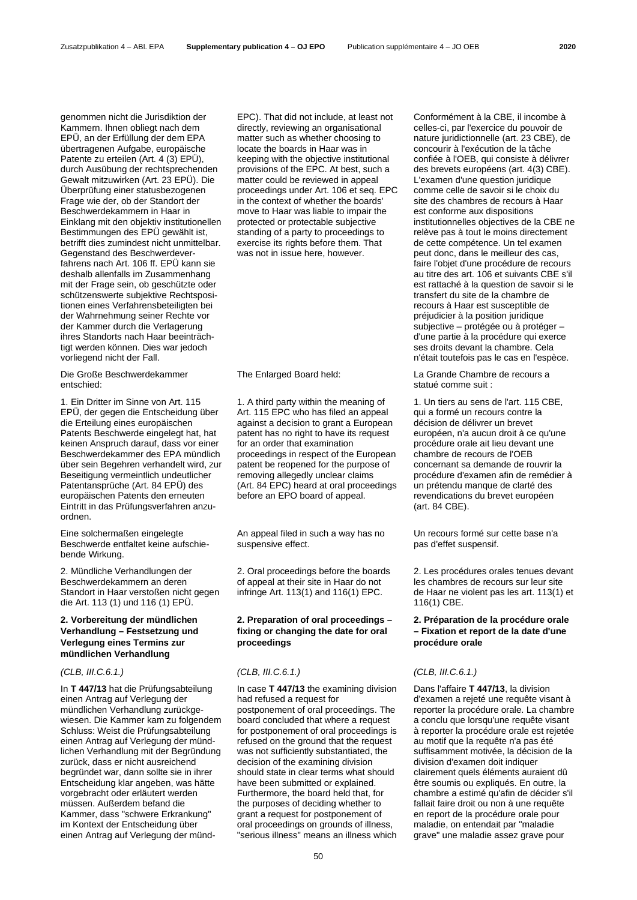genommen nicht die Jurisdiktion der Kammern. Ihnen obliegt nach dem EPÜ, an der Erfüllung der dem EPA übertragenen Aufgabe, europäische Patente zu erteilen (Art. 4 (3) EPÜ), durch Ausübung der rechtsprechenden Gewalt mitzuwirken (Art. 23 EPÜ). Die Überprüfung einer statusbezogenen Frage wie der, ob der Standort der Beschwerdekammern in Haar in Einklang mit den objektiv institutionellen Bestimmungen des EPÜ gewählt ist, betrifft dies zumindest nicht unmittelbar. Gegenstand des Beschwerdeverfahrens nach Art. 106 ff. EPÜ kann sie deshalb allenfalls im Zusammenhang mit der Frage sein, ob geschützte oder schützenswerte subjektive Rechtspositionen eines Verfahrensbeteiligten bei der Wahrnehmung seiner Rechte vor der Kammer durch die Verlagerung ihres Standorts nach Haar beeinträchtigt werden können. Dies war jedoch vorliegend nicht der Fall.

Die Große Beschwerdekammer entschied:

1. Ein Dritter im Sinne von Art. 115 EPÜ, der gegen die Entscheidung über die Erteilung eines europäischen Patents Beschwerde eingelegt hat, hat keinen Anspruch darauf, dass vor einer Beschwerdekammer des EPA mündlich über sein Begehren verhandelt wird, zur Beseitigung vermeintlich undeutlicher Patentansprüche (Art. 84 EPÜ) des europäischen Patents den erneuten Eintritt in das Prüfungsverfahren anzuordnen.

Eine solchermaßen eingelegte Beschwerde entfaltet keine aufschiebende Wirkung.

2. Mündliche Verhandlungen der Beschwerdekammern an deren Standort in Haar verstoßen nicht gegen die Art. 113 (1) und 116 (1) EPÜ.

**2. Vorbereitung der mündlichen Verhandlung – Festsetzung und Verlegung eines Termins zur mündlichen Verhandlung**

*(CLB, III.C.6.1.)*

In **T 447/13** hat die Prüfungsabteilung einen Antrag auf Verlegung der mündlichen Verhandlung zurückgewiesen. Die Kammer kam zu folgendem Schluss: Weist die Prüfungsabteilung einen Antrag auf Verlegung der mündlichen Verhandlung mit der Begründung zurück, dass er nicht ausreichend begründet war, dann sollte sie in ihrer Entscheidung klar angeben, was hätte vorgebracht oder erläutert werden müssen. Außerdem befand die Kammer, dass "schwere Erkrankung" im Kontext der Entscheidung über einen Antrag auf Verlegung der münd-

EPC). That did not include, at least not directly, reviewing an organisational matter such as whether choosing to locate the boards in Haar was in keeping with the objective institutional provisions of the EPC. At best, such a matter could be reviewed in appeal proceedings under Art. 106 et seq. EPC in the context of whether the boards' move to Haar was liable to impair the protected or protectable subjective standing of a party to proceedings to exercise its rights before them. That was not in issue here, however.

The Enlarged Board held:

1. A third party within the meaning of Art. 115 EPC who has filed an appeal against a decision to grant a European patent has no right to have its request for an order that examination proceedings in respect of the European patent be reopened for the purpose of removing allegedly unclear claims (Art. 84 EPC) heard at oral proceedings before an EPO board of appeal.

An appeal filed in such a way has no suspensive effect.

2. Oral proceedings before the boards of appeal at their site in Haar do not infringe Art. 113(1) and 116(1) EPC.

**2. Preparation of oral proceedings – fixing or changing the date for oral proceedings**

*(CLB, III.C.6.1.)*

In case **T 447/13** the examining division had refused a request for postponement of oral proceedings. The board concluded that where a request for postponement of oral proceedings is refused on the ground that the request was not sufficiently substantiated, the decision of the examining division should state in clear terms what should have been submitted or explained. Furthermore, the board held that, for the purposes of deciding whether to grant a request for postponement of oral proceedings on grounds of illness, "serious illness" means an illness which

Conformément à la CBE, il incombe à celles-ci, par l'exercice du pouvoir de nature juridictionnelle (art. 23 CBE), de concourir à l'exécution de la tâche confiée à l'OEB, qui consiste à délivrer des brevets européens (art. 4(3) CBE). L'examen d'une question juridique comme celle de savoir si le choix du site des chambres de recours à Haar est conforme aux dispositions institutionnelles objectives de la CBE ne relève pas à tout le moins directement de cette compétence. Un tel examen peut donc, dans le meilleur des cas, faire l'objet d'une procédure de recours au titre des art. 106 et suivants CBE s'il est rattaché à la question de savoir si le transfert du site de la chambre de recours à Haar est susceptible de préjudicier à la position juridique subjective – protégée ou à protéger – d'une partie à la procédure qui exerce ses droits devant la chambre. Cela n'était toutefois pas le cas en l'espèce.

La Grande Chambre de recours a statué comme suit :

1. Un tiers au sens de l'art. 115 CBE, qui a formé un recours contre la décision de délivrer un brevet européen, n'a aucun droit à ce qu'une procédure orale ait lieu devant une chambre de recours de l'OEB concernant sa demande de rouvrir la procédure d'examen afin de remédier à un prétendu manque de clarté des revendications du brevet européen (art. 84 CBE).

Un recours formé sur cette base n'a pas d'effet suspensif.

2. Les procédures orales tenues devant les chambres de recours sur leur site de Haar ne violent pas les art. 113(1) et 116(1) CBE.

**2. Préparation de la procédure orale – Fixation et report de la date d'une procédure orale**

*(CLB, III.C.6.1.)*

Dans l'affaire **T 447/13**, la division d'examen a rejeté une requête visant à reporter la procédure orale. La chambre a conclu que lorsqu'une requête visant à reporter la procédure orale est rejetée au motif que la requête n'a pas été suffisamment motivée, la décision de la division d'examen doit indiquer clairement quels éléments auraient dû être soumis ou expliqués. En outre, la chambre a estimé qu'afin de décider s'il fallait faire droit ou non à une requête en report de la procédure orale pour maladie, on entendait par "maladie grave" une maladie assez grave pour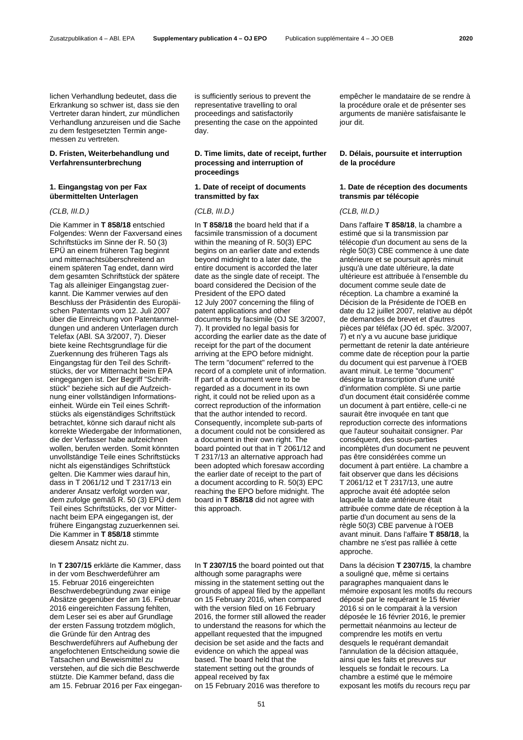lichen Verhandlung bedeutet, dass die Erkrankung so schwer ist, dass sie den Vertreter daran hindert, zur mündlichen Verhandlung anzureisen und die Sache zu dem festgesetzten Termin angemessen zu vertreten.

### D. Fristen, Weiterbehandlung und Verfahrensunterbrechung

#### 1. Eingangstag von per Fax übermittelten Unterlagen

*(CLB, III.D.)*

Die Kammer in **T 858/18** entschied Folgendes: Wenn der Faxversand eines Schriftstücks im Sinne der R. 50 (3) EPÜ an einem früheren Tag beginnt und mitternachtsüberschreitend an einem späteren Tag endet, dann wird dem gesamten Schriftstück der spätere Tag als alleiniger Eingangstag zuerkannt. Die Kammer verwies auf den Beschluss der Präsidentin des Europäischen Patentamts vom 12. Juli 2007 über die Einreichung von Patentanmeldungen und anderen Unterlagen durch Telefax (ABl. SA 3/2007, 7). Dieser biete keine Rechtsgrundlage für die Zuerkennung des früheren Tags als Eingangstag für den Teil des Schriftstücks, der vor Mitternacht beim EPA eingegangen ist. Der Begriff "Schriftstück" beziehe sich auf die Aufzeichnung einer vollständigen Informationseinheit. Würde ein Teil eines Schriftstücks als eigenständiges Schriftstück betrachtet, könne sich darauf nicht als korrekte Wiedergabe der Informationen, die der Verfasser habe aufzeichnen wollen, berufen werden. Somit könnten unvollständige Teile eines Schriftstücks nicht als eigenständiges Schriftstück gelten. Die Kammer wies darauf hin, dass in T 2061/12 und T 2317/13 ein anderer Ansatz verfolgt worden war, dem zufolge gemäß R. 50 (3) EPÜ dem Teil eines Schriftstücks, der vor Mitternacht beim EPA eingegangen ist, der frühere Eingangstag zuzuerkennen sei. Die Kammer in **T 858/18** stimmte diesem Ansatz nicht zu.

In **T 2307/15** erklärte die Kammer, dass in der vom Beschwerdeführer am 15. Februar 2016 eingereichten Beschwerdebegründung zwar einige Absätze gegenüber der am 16. Februar 2016 eingereichten Fassung fehlten, dem Leser sei es aber auf Grundlage der ersten Fassung trotzdem möglich, die Gründe für den Antrag des Beschwerdeführers auf Aufhebung der angefochtenen Entscheidung sowie die Tatsachen und Beweismittel zu verstehen, auf die sich die Beschwerde stützte. Die Kammer befand, dass die am 15. Februar 2016 per Fax eingegan-

is sufficiently serious to prevent the representative travelling to oral proceedings and satisfactorily presenting the case on the appointed day.

### D. Time limits, date of receipt, further processing and interruption of proceedings

#### 1. Date of receipt of documents transmitted by fax

*(CLB, III.D.)*

In **T 858/18** the board held that if a facsimile transmission of a document within the meaning of R. 50(3) EPC begins on an earlier date and extends beyond midnight to a later date, the entire document is accorded the later date as the single date of receipt. The board considered the Decision of the President of the EPO dated 12 July 2007 concerning the filing of patent applications and other documents by facsimile (OJ SE 3/2007, 7). It provided no legal basis for according the earlier date as the date of receipt for the part of the document arriving at the EPO before midnight. The term "document" referred to the record of a complete unit of information. If part of a document were to be regarded as a document in its own right, it could not be relied upon as a correct reproduction of the information that the author intended to record. Consequently, incomplete sub-parts of a document could not be considered as a document in their own right. The board pointed out that in T 2061/12 and T 2317/13 an alternative approach had been adopted which foresaw according the earlier date of receipt to the part of a document according to R. 50(3) EPC reaching the EPO before midnight. The board in **T 858/18** did not agree with this approach.

In **T 2307/15** the board pointed out that although some paragraphs were missing in the statement setting out the grounds of appeal filed by the appellant on 15 February 2016, when compared with the version filed on 16 February 2016, the former still allowed the reader to understand the reasons for which the appellant requested that the impugned decision be set aside and the facts and evidence on which the appeal was based. The board held that the statement setting out the grounds of appeal received by fax on 15 February 2016 was therefore to

empêcher le mandataire de se rendre à la procédure orale et de présenter ses arguments de manière satisfaisante le jour dit.

### D. Délais, poursuite et interruption de la procédure

#### 1. Date de réception des documents transmis par télécopie

*(CLB, III.D.)*

Dans l'affaire **T 858/18**, la chambre a estimé que si la transmission par télécopie d'un document au sens de la règle 50(3) CBE commence à une date antérieure et se poursuit après minuit jusqu'à une date ultérieure, la date ultérieure est attribuée à l'ensemble du document comme seule date de réception. La chambre a examiné la Décision de la Présidente de l'OEB en date du 12 juillet 2007, relative au dépôt de demandes de brevet et d'autres pièces par téléfax (JO éd. spéc. 3/2007, 7) et n'y a vu aucune base juridique permettant de retenir la date antérieure comme date de réception pour la partie du document qui est parvenue à l'OEB avant minuit. Le terme "document" désigne la transcription d'une unité d'information complète. Si une partie d'un document était considérée comme un document à part entière, celle-ci ne saurait être invoquée en tant que reproduction correcte des informations que l'auteur souhaitait consigner. Par conséquent, des sous-parties incomplètes d'un document ne peuvent pas être considérées comme un document à part entière. La chambre a fait observer que dans les décisions T 2061/12 et T 2317/13, une autre approche avait été adoptée selon laquelle la date antérieure était attribuée comme date de réception à la partie d'un document au sens de la règle 50(3) CBE parvenue à l'OEB avant minuit. Dans l'affaire **T 858/18**, la chambre ne s'est pas ralliée à cette approche.

Dans la décision **T 2307/15**, la chambre a souligné que, même si certains paragraphes manquaient dans le mémoire exposant les motifs du recours déposé par le requérant le 15 février 2016 si on le comparait à la version déposée le 16 février 2016, le premier permettait néanmoins au lecteur de comprendre les motifs en vertu desquels le requérant demandait l'annulation de la décision attaquée, ainsi que les faits et preuves sur lesquels se fondait le recours. La chambre a estimé que le mémoire exposant les motifs du recours reçu par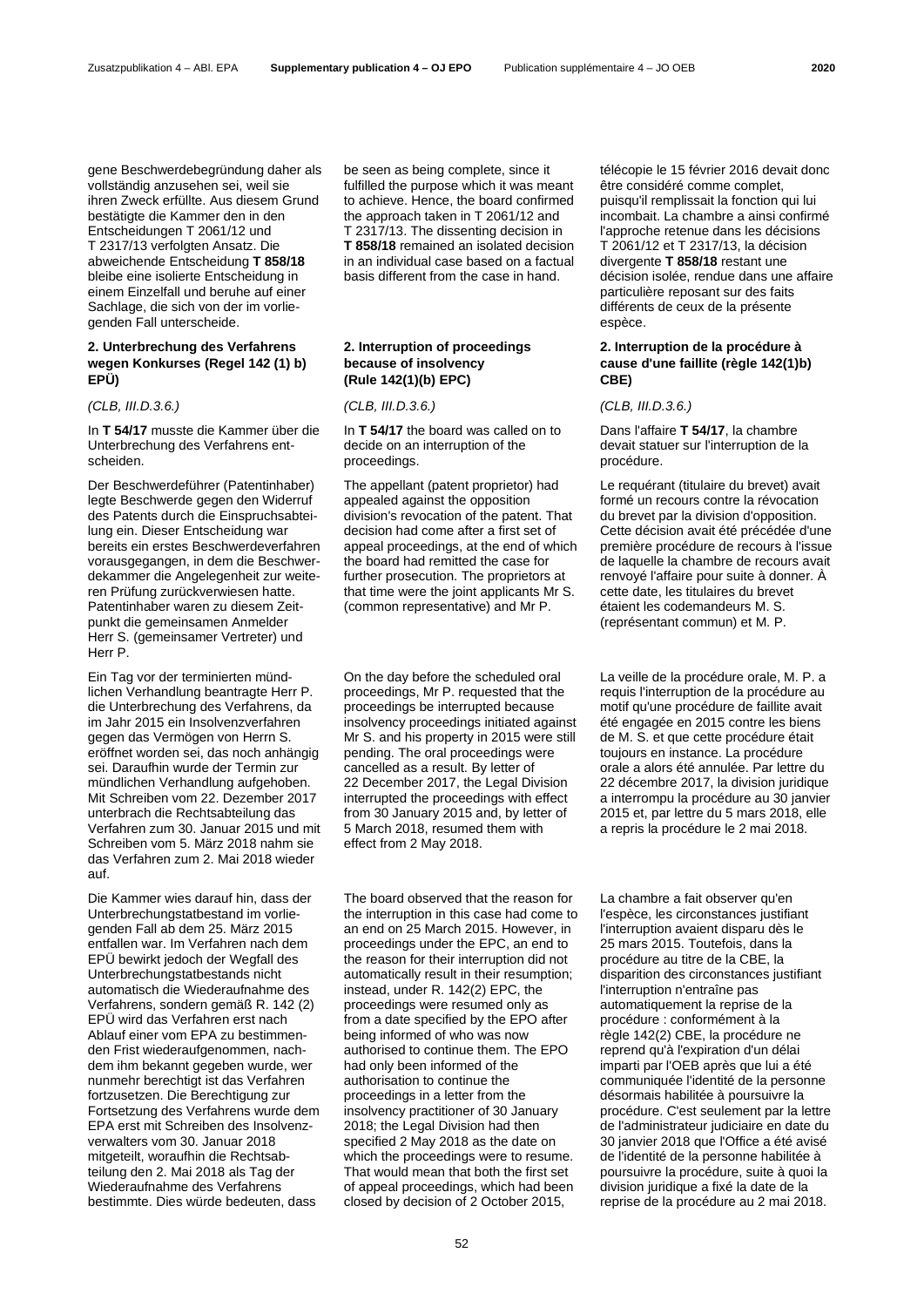gene Beschwerdebegründung daher als vollständig anzusehen sei, weil sie ihren Zweck erfüllte. Aus diesem Grund bestätigte die Kammer den in den Entscheidungen T 2061/12 und T 2317/13 verfolgten Ansatz. Die abweichende Entscheidung **T 858/18** bleibe eine isolierte Entscheidung in einem Einzelfall und beruhe auf einer Sachlage, die sich von der im vorliegenden Fall unterscheide.

### 2. Unterbrechung des Verfahrens wegen Konkurses (Regel 142 (1) b) EPÜ)

*(CLB, III.D.3.6.)*

In **T 54/17** musste die Kammer über die Unterbrechung des Verfahrens entscheiden.

Der Beschwerdeführer (Patentinhaber) legte Beschwerde gegen den Widerruf des Patents durch die Einspruchsabteilung ein. Dieser Entscheidung war bereits ein erstes Beschwerdeverfahren vorausgegangen, in dem die Beschwerdekammer die Angelegenheit zur weiteren Prüfung zurückverwiesen hatte. Patentinhaber waren zu diesem Zeitpunkt die gemeinsamen Anmelder Herr S. (gemeinsamer Vertreter) und Herr P.

Ein Tag vor der terminierten mündlichen Verhandlung beantragte Herr P. die Unterbrechung des Verfahrens, da im Jahr 2015 ein Insolvenzverfahren gegen das Vermögen von Herrn S. eröffnet worden sei, das noch anhängig sei. Daraufhin wurde der Termin zur mündlichen Verhandlung aufgehoben. Mit Schreiben vom 22. Dezember 2017 unterbrach die Rechtsabteilung das Verfahren zum 30. Januar 2015 und mit Schreiben vom 5. März 2018 nahm sie das Verfahren zum 2. Mai 2018 wieder auf.

Die Kammer wies darauf hin, dass der Unterbrechungstatbestand im vorliegenden Fall ab dem 25. März 2015 entfallen war. Im Verfahren nach dem EPÜ bewirkt jedoch der Wegfall des Unterbrechungstatbestands nicht automatisch die Wiederaufnahme des Verfahrens, sondern gemäß R. 142 (2) EPÜ wird das Verfahren erst nach Ablauf einer vom EPA zu bestimmenden Frist wiederaufgenommen, nachdem ihm bekannt gegeben wurde, wer nunmehr berechtigt ist das Verfahren fortzusetzen. Die Berechtigung zur Fortsetzung des Verfahrens wurde dem EPA erst mit Schreiben des Insolvenzverwalters vom 30. Januar 2018 mitgeteilt, woraufhin die Rechtsabteilung den 2. Mai 2018 als Tag der Wiederaufnahme des Verfahrens bestimmte. Dies würde bedeuten, dass

be seen as being complete, since it fulfilled the purpose which it was meant to achieve. Hence, the board confirmed the approach taken in T 2061/12 and T 2317/13. The dissenting decision in **T 858/18** remained an isolated decision in an individual case based on a factual basis different from the case in hand.

### 2. Interruption of proceedings because of insolvency (Rule 142(1)(b) EPC)

*(CLB, III.D.3.6.)*

In **T 54/17** the board was called on to decide on an interruption of the proceedings.

The appellant (patent proprietor) had appealed against the opposition division's revocation of the patent. That decision had come after a first set of appeal proceedings, at the end of which the board had remitted the case for further prosecution. The proprietors at that time were the joint applicants Mr S. (common representative) and Mr P.

On the day before the scheduled oral proceedings, Mr P. requested that the proceedings be interrupted because insolvency proceedings initiated against Mr S. and his property in 2015 were still pending. The oral proceedings were cancelled as a result. By letter of 22 December 2017, the Legal Division interrupted the proceedings with effect from 30 January 2015 and, by letter of 5 March 2018, resumed them with effect from 2 May 2018.

The board observed that the reason for the interruption in this case had come to an end on 25 March 2015. However, in proceedings under the EPC, an end to the reason for their interruption did not automatically result in their resumption; instead, under R. 142(2) EPC, the proceedings were resumed only as from a date specified by the EPO after being informed of who was now authorised to continue them. The EPO had only been informed of the authorisation to continue the proceedings in a letter from the insolvency practitioner of 30 January 2018; the Legal Division had then specified 2 May 2018 as the date on which the proceedings were to resume. That would mean that both the first set of appeal proceedings, which had been closed by decision of 2 October 2015,

télécopie le 15 février 2016 devait donc être considéré comme complet, puisqu'il remplissait la fonction qui lui incombait. La chambre a ainsi confirmé l'approche retenue dans les décisions T 2061/12 et T 2317/13, la décision divergente **T 858/18** restant une décision isolée, rendue dans une affaire particulière reposant sur des faits différents de ceux de la présente espèce.

### 2. Interruption de la procédure à cause d'une faillite (règle 142(1)b) CBE)

*(CLB, III.D.3.6.)*

Dans l'affaire **T 54/17**, la chambre devait statuer sur l'interruption de la procédure.

Le requérant (titulaire du brevet) avait formé un recours contre la révocation du brevet par la division d'opposition. Cette décision avait été précédée d'une première procédure de recours à l'issue de laquelle la chambre de recours avait renvoyé l'affaire pour suite à donner. À cette date, les titulaires du brevet étaient les codemandeurs M. S. (représentant commun) et M. P.

La veille de la procédure orale, M. P. a requis l'interruption de la procédure au motif qu'une procédure de faillite avait été engagée en 2015 contre les biens de M. S. et que cette procédure était toujours en instance. La procédure orale a alors été annulée. Par lettre du 22 décembre 2017, la division juridique a interrompu la procédure au 30 janvier 2015 et, par lettre du 5 mars 2018, elle a repris la procédure le 2 mai 2018.

La chambre a fait observer qu'en l'espèce, les circonstances justifiant l'interruption avaient disparu dès le 25 mars 2015. Toutefois, dans la procédure au titre de la CBE, la disparition des circonstances justifiant l'interruption n'entraîne pas automatiquement la reprise de la procédure : conformément à la règle 142(2) CBE, la procédure ne reprend qu'à l'expiration d'un délai imparti par l'OEB après que lui a été communiquée l'identité de la personne désormais habilitée à poursuivre la procédure. C'est seulement par la lettre de l'administrateur judiciaire en date du 30 janvier 2018 que l'Office a été avisé de l'identité de la personne habilitée à poursuivre la procédure, suite à quoi la division juridique a fixé la date de la reprise de la procédure au 2 mai 2018.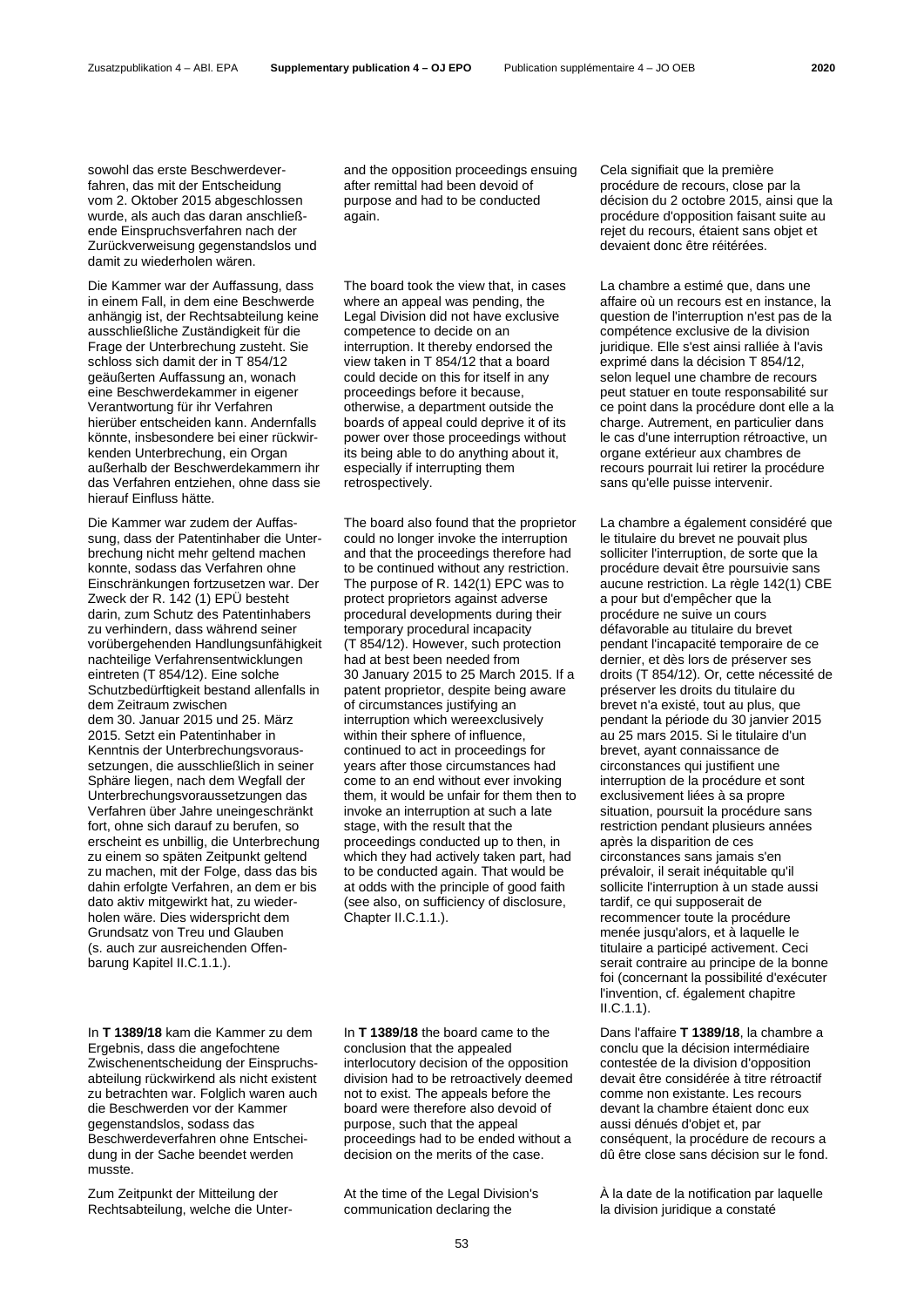sowohl das erste Beschwerdeverfahren, das mit der Entscheidung vom 2. Oktober 2015 abgeschlossen wurde, als auch das daran anschließende Einspruchsverfahren nach der Zurückverweisung gegenstandslos und damit zu wiederholen wären.

Die Kammer war der Auffassung, dass in einem Fall, in dem eine Beschwerde anhängig ist, der Rechtsabteilung keine ausschließliche Zuständigkeit für die Frage der Unterbrechung zusteht. Sie schloss sich damit der in T 854/12 geäußerten Auffassung an, wonach eine Beschwerdekammer in eigener Verantwortung für ihr Verfahren hierüber entscheiden kann. Andernfalls könnte, insbesondere bei einer rückwirkenden Unterbrechung, ein Organ außerhalb der Beschwerdekammern ihr das Verfahren entziehen, ohne dass sie hierauf Einfluss hätte.

Die Kammer war zudem der Auffassung, dass der Patentinhaber die Unterbrechung nicht mehr geltend machen konnte, sodass das Verfahren ohne Einschränkungen fortzusetzen war. Der Zweck der R. 142 (1) EPÜ besteht darin, zum Schutz des Patentinhabers zu verhindern, dass während seiner vorübergehenden Handlungsunfähigkeit nachteilige Verfahrensentwicklungen eintreten (T 854/12). Eine solche Schutzbedürftigkeit bestand allenfalls in dem Zeitraum zwischen dem 30. Januar 2015 und 25. März 2015. Setzt ein Patentinhaber in Kenntnis der Unterbrechungsvoraussetzungen, die ausschließlich in seiner Sphäre liegen, nach dem Wegfall der Unterbrechungsvoraussetzungen das Verfahren über Jahre uneingeschränkt fort, ohne sich darauf zu berufen, so erscheint es unbillig, die Unterbrechung zu einem so späten Zeitpunkt geltend zu machen, mit der Folge, dass das bis dahin erfolgte Verfahren, an dem er bis dato aktiv mitgewirkt hat, zu wiederholen wäre. Dies widerspricht dem Grundsatz von Treu und Glauben (s. auch zur ausreichenden Offenbarung Kapitel II.C.1.1.).

In **T 1389/18** kam die Kammer zu dem Ergebnis, dass die angefochtene Zwischenentscheidung der Einspruchsabteilung rückwirkend als nicht existent zu betrachten war. Folglich waren auch die Beschwerden vor der Kammer gegenstandslos, sodass das Beschwerdeverfahren ohne Entscheidung in der Sache beendet werden musste.

Zum Zeitpunkt der Mitteilung der Rechtsabteilung, welche die Unter-

and the opposition proceedings ensuing after remittal had been devoid of purpose and had to be conducted again.

The board took the view that, in cases where an appeal was pending, the Legal Division did not have exclusive competence to decide on an interruption. It thereby endorsed the view taken in T 854/12 that a board could decide on this for itself in any proceedings before it because, otherwise, a department outside the boards of appeal could deprive it of its power over those proceedings without its being able to do anything about it, especially if interrupting them retrospectively.

The board also found that the proprietor could no longer invoke the interruption and that the proceedings therefore had to be continued without any restriction. The purpose of R. 142(1) EPC was to protect proprietors against adverse procedural developments during their temporary procedural incapacity (T 854/12). However, such protection had at best been needed from 30 January 2015 to 25 March 2015. If a patent proprietor, despite being aware of circumstances justifying an interruption which wereexclusively within their sphere of influence, continued to act in proceedings for years after those circumstances had come to an end without ever invoking them, it would be unfair for them then to invoke an interruption at such a late stage, with the result that the proceedings conducted up to then, in which they had actively taken part, had to be conducted again. That would be at odds with the principle of good faith (see also, on sufficiency of disclosure, Chapter II.C.1.1.).

In **T 1389/18** the board came to the conclusion that the appealed interlocutory decision of the opposition division had to be retroactively deemed not to exist. The appeals before the board were therefore also devoid of purpose, such that the appeal proceedings had to be ended without a decision on the merits of the case.

At the time of the Legal Division's communication declaring the

Cela signifiait que la première procédure de recours, close par la décision du 2 octobre 2015, ainsi que la procédure d'opposition faisant suite au rejet du recours, étaient sans objet et devaient donc être réitérées.

La chambre a estimé que, dans une affaire où un recours est en instance, la question de l'interruption n'est pas de la compétence exclusive de la division juridique. Elle s'est ainsi ralliée à l'avis exprimé dans la décision T 854/12, selon lequel une chambre de recours peut statuer en toute responsabilité sur ce point dans la procédure dont elle a la charge. Autrement, en particulier dans le cas d'une interruption rétroactive, un organe extérieur aux chambres de recours pourrait lui retirer la procédure sans qu'elle puisse intervenir.

La chambre a également considéré que le titulaire du brevet ne pouvait plus solliciter l'interruption, de sorte que la procédure devait être poursuivie sans aucune restriction. La règle 142(1) CBE a pour but d'empêcher que la procédure ne suive un cours défavorable au titulaire du brevet pendant l'incapacité temporaire de ce dernier, et dès lors de préserver ses droits (T 854/12). Or, cette nécessité de préserver les droits du titulaire du brevet n'a existé, tout au plus, que pendant la période du 30 janvier 2015 au 25 mars 2015. Si le titulaire d'un brevet, ayant connaissance de circonstances qui justifient une interruption de la procédure et sont exclusivement liées à sa propre situation, poursuit la procédure sans restriction pendant plusieurs années après la disparition de ces circonstances sans jamais s'en prévaloir, il serait inéquitable qu'il sollicite l'interruption à un stade aussi tardif, ce qui supposerait de recommencer toute la procédure menée jusqu'alors, et à laquelle le titulaire a participé activement. Ceci serait contraire au principe de la bonne foi (concernant la possibilité d'exécuter l'invention, cf. également chapitre II.C.1.1).

Dans l'affaire **T 1389/18**, la chambre a conclu que la décision intermédiaire contestée de la division d'opposition devait être considérée à titre rétroactif comme non existante. Les recours devant la chambre étaient donc eux aussi dénués d'objet et, par conséquent, la procédure de recours a dû être close sans décision sur le fond.

À la date de la notification par laquelle la division juridique a constaté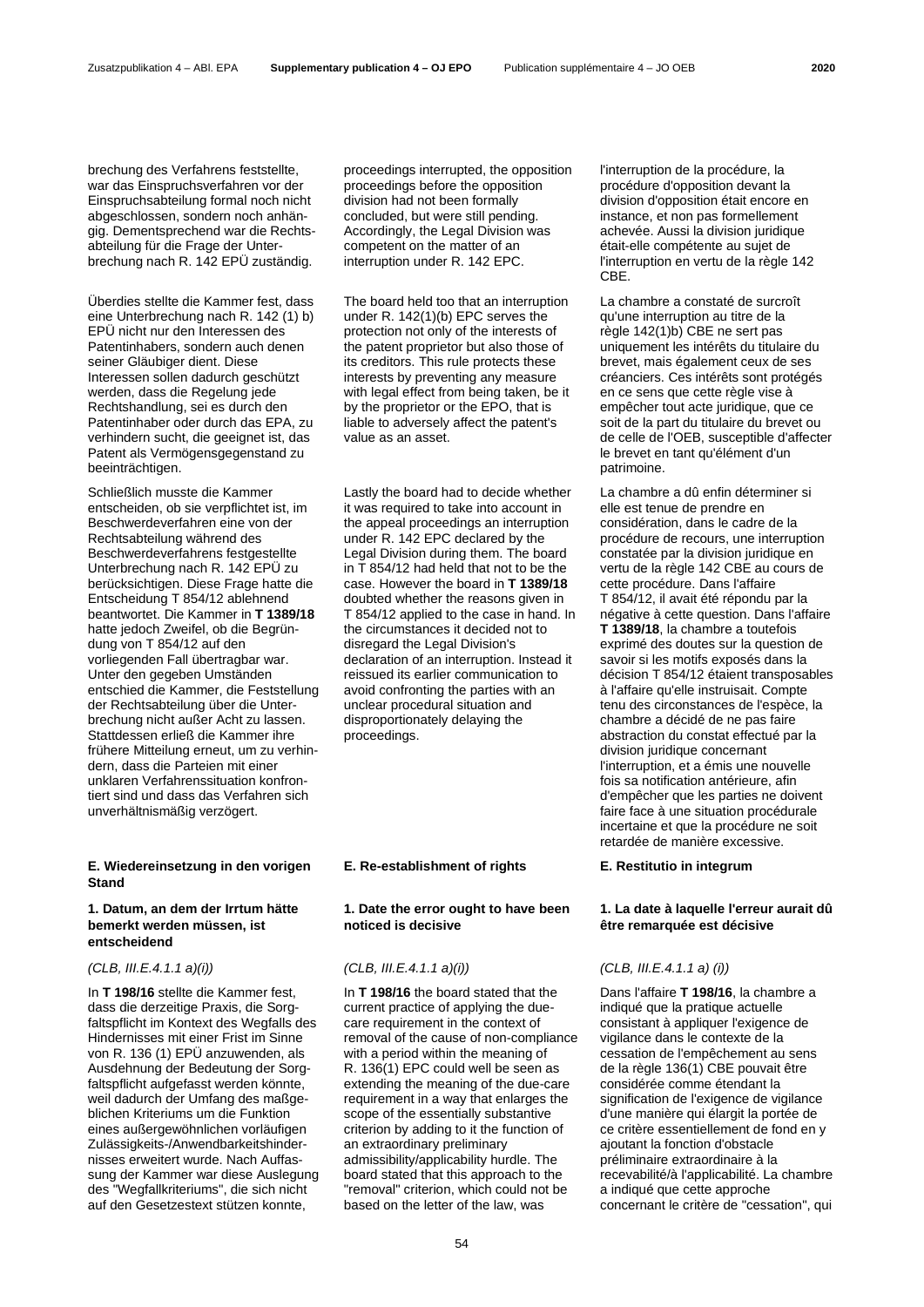brechung des Verfahrens feststellte, war das Einspruchsverfahren vor der Einspruchsabteilung formal noch nicht abgeschlossen, sondern noch anhängig. Dementsprechend war die Rechtsabteilung für die Frage der Unterbrechung nach R. 142 EPÜ zuständig.

Überdies stellte die Kammer fest, dass eine Unterbrechung nach R. 142 (1) b) EPÜ nicht nur den Interessen des Patentinhabers, sondern auch denen seiner Gläubiger dient. Diese Interessen sollen dadurch geschützt werden, dass die Regelung jede Rechtshandlung, sei es durch den Patentinhaber oder durch das EPA, zu verhindern sucht, die geeignet ist, das Patent als Vermögensgegenstand zu beeinträchtigen.

Schließlich musste die Kammer entscheiden, ob sie verpflichtet ist, im Beschwerdeverfahren eine von der Rechtsabteilung während des Beschwerdeverfahrens festgestellte Unterbrechung nach R. 142 EPÜ zu berücksichtigen. Diese Frage hatte die Entscheidung T 854/12 ablehnend beantwortet. Die Kammer in **T 1389/18** hatte jedoch Zweifel, ob die Begründung von T 854/12 auf den vorliegenden Fall übertragbar war. Unter den gegeben Umständen entschied die Kammer, die Feststellung der Rechtsabteilung über die Unterbrechung nicht außer Acht zu lassen. Stattdessen erließ die Kammer ihre frühere Mitteilung erneut, um zu verhindern, dass die Parteien mit einer unklaren Verfahrenssituation konfrontiert sind und dass das Verfahren sich unverhältnismäßig verzögert.

**E. Wiedereinsetzung in den vorigen Stand**

**1. Datum, an dem der Irrtum hätte bemerkt werden müssen, ist entscheidend**

*(CLB, III.E.4.1.1 a)(i))*

In **T 198/16** stellte die Kammer fest, dass die derzeitige Praxis, die Sorgfaltspflicht im Kontext des Wegfalls des Hindernisses mit einer Frist im Sinne von R. 136 (1) EPÜ anzuwenden, als Ausdehnung der Bedeutung der Sorgfaltspflicht aufgefasst werden könnte, weil dadurch der Umfang des maßgeblichen Kriteriums um die Funktion eines außergewöhnlichen vorläufigen Zulässigkeits-/Anwendbarkeitshindernisses erweitert wurde. Nach Auffassung der Kammer war diese Auslegung des "Wegfallkriteriums", die sich nicht auf den Gesetzestext stützen konnte,

proceedings interrupted, the opposition proceedings before the opposition division had not been formally concluded, but were still pending. Accordingly, the Legal Division was competent on the matter of an interruption under R. 142 EPC.

The board held too that an interruption under R. 142(1)(b) EPC serves the protection not only of the interests of the patent proprietor but also those of its creditors. This rule protects these interests by preventing any measure with legal effect from being taken, be it by the proprietor or the EPO, that is liable to adversely affect the patent's value as an asset.

Lastly the board had to decide whether it was required to take into account in the appeal proceedings an interruption under R. 142 EPC declared by the Legal Division during them. The board in T 854/12 had held that not to be the case. However the board in **T 1389/18** doubted whether the reasons given in T 854/12 applied to the case in hand. In the circumstances it decided not to disregard the Legal Division's declaration of an interruption. Instead it reissued its earlier communication to avoid confronting the parties with an unclear procedural situation and disproportionately delaying the proceedings.

**E. Re-establishment of rights**

**1. Date the error ought to have been noticed is decisive**

*(CLB, III.E.4.1.1 a)(i))*

In **T 198/16** the board stated that the current practice of applying the due-care requirement in the context of removal of the cause of non-compliance with a period within the meaning of R. 136(1) EPC could well be seen as extending the meaning of the due-care requirement in a way that enlarges the scope of the essentially substantive criterion by adding to it the function of an extraordinary preliminary admissibility/applicability hurdle. The board stated that this approach to the "removal" criterion, which could not be based on the letter of the law, was

l'interruption de la procédure, la procédure d'opposition devant la division d'opposition était encore en instance, et non pas formellement achevée. Aussi la division juridique était-elle compétente au sujet de l'interruption en vertu de la règle 142 CBE.

La chambre a constaté de surcroît qu'une interruption au titre de la règle 142(1)b) CBE ne sert pas uniquement les intérêts du titulaire du brevet, mais également ceux de ses créanciers. Ces intérêts sont protégés en ce sens que cette règle vise à empêcher tout acte juridique, que ce soit de la part du titulaire du brevet ou de celle de l'OEB, susceptible d'affecter le brevet en tant qu'élément d'un patrimoine.

La chambre a dû enfin déterminer si elle est tenue de prendre en considération, dans le cadre de la procédure de recours, une interruption constatée par la division juridique en vertu de la règle 142 CBE au cours de cette procédure. Dans l'affaire T 854/12, il avait été répondu par la négative à cette question. Dans l'affaire **T 1389/18**, la chambre a toutefois exprimé des doutes sur la question de savoir si les motifs exposés dans la décision T 854/12 étaient transposables à l'affaire qu'elle instruisait. Compte tenu des circonstances de l'espèce, la chambre a décidé de ne pas faire abstraction du constat effectué par la division juridique concernant l'interruption, et a émis une nouvelle fois sa notification antérieure, afin d'empêcher que les parties ne doivent faire face à une situation procédurale incertaine et que la procédure ne soit retardée de manière excessive.

**E. Restitutio in integrum**

**1. La date à laquelle l'erreur aurait dû être remarquée est décisive**

*(CLB, III.E.4.1.1 a) (i))*

Dans l'affaire **T 198/16**, la chambre a indiqué que la pratique actuelle consistant à appliquer l'exigence de vigilance dans le contexte de la cessation de l'empêchement au sens de la règle 136(1) CBE pouvait être considérée comme étendant la signification de l'exigence de vigilance d'une manière qui élargit la portée de ce critère essentiellement de fond en y ajoutant la fonction d'obstacle préliminaire extraordinaire à la recevabilité/à l'applicabilité. La chambre a indiqué que cette approche concernant le critère de "cessation", qui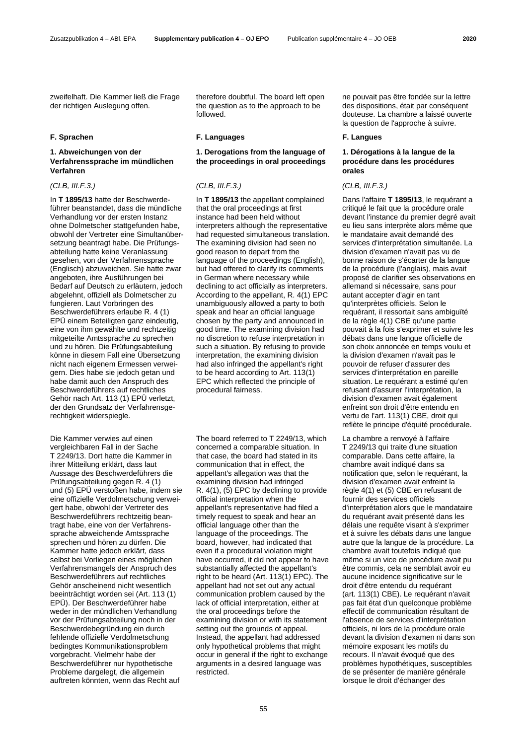zweifelhaft. Die Kammer ließ die Frage der richtigen Auslegung offen.

## F. Sprachen

### 1. Abweichungen von der Verfahrenssprache im mündlichen Verfahren

*(CLB, III.F.3.)*

In **T 1895/13** hatte der Beschwerdeführer beanstandet, dass die mündliche Verhandlung vor der ersten Instanz ohne Dolmetscher stattgefunden habe, obwohl der Vertreter eine Simultanübersetzung beantragt habe. Die Prüfungsabteilung hatte keine Veranlassung gesehen, von der Verfahrenssprache (Englisch) abzuweichen. Sie hatte zwar angeboten, ihre Ausführungen bei Bedarf auf Deutsch zu erläutern, jedoch abgelehnt, offiziell als Dolmetscher zu fungieren. Laut Vorbringen des Beschwerdeführers erlaube R. 4 (1) EPÜ einem Beteiligten ganz eindeutig, eine von ihm gewählte und rechtzeitig mitgeteilte Amtssprache zu sprechen und zu hören. Die Prüfungsabteilung könne in diesem Fall eine Übersetzung nicht nach eigenem Ermessen verweigern. Dies habe sie jedoch getan und habe damit auch den Anspruch des Beschwerdeführers auf rechtliches Gehör nach Art. 113 (1) EPÜ verletzt, der den Grundsatz der Verfahrensgerechtigkeit widerspiegle.

Die Kammer verwies auf einen vergleichbaren Fall in der Sache T 2249/13. Dort hatte die Kammer in ihrer Mitteilung erklärt, dass laut Aussage des Beschwerdeführers die Prüfungsabteilung gegen R. 4 (1) und (5) EPÜ verstoßen habe, indem sie eine offizielle Verdolmetschung verweigert habe, obwohl der Vertreter des Beschwerdeführers rechtzeitig beantragt habe, eine von der Verfahrenssprache abweichende Amtssprache sprechen und hören zu dürfen. Die Kammer hatte jedoch erklärt, dass selbst bei Vorliegen eines möglichen Verfahrensmangels der Anspruch des Beschwerdeführers auf rechtliches Gehör anscheinend nicht wesentlich beeinträchtigt worden sei (Art. 113 (1) EPÜ). Der Beschwerdeführer habe weder in der mündlichen Verhandlung vor der Prüfungsabteilung noch in der Beschwerdebegründung ein durch fehlende offizielle Verdolmetschung bedingtes Kommunikationsproblem vorgebracht. Vielmehr habe der Beschwerdeführer nur hypothetische Probleme dargelegt, die allgemein auftreten könnten, wenn das Recht auf

therefore doubtful. The board left open the question as to the approach to be followed.

## F. Languages

### 1. Derogations from the language of the proceedings in oral proceedings

*(CLB, III.F.3.)*

In **T 1895/13** the appellant complained that the oral proceedings at first instance had been held without interpreters although the representative had requested simultaneous translation. The examining division had seen no good reason to depart from the language of the proceedings (English), but had offered to clarify its comments in German where necessary while declining to act officially as interpreters. According to the appellant, R. 4(1) EPC unambiguously allowed a party to both speak and hear an official language chosen by the party and announced in good time. The examining division had no discretion to refuse interpretation in such a situation. By refusing to provide interpretation, the examining division had also infringed the appellant's right to be heard according to Art. 113(1) EPC which reflected the principle of procedural fairness.

The board referred to T 2249/13, which concerned a comparable situation. In that case, the board had stated in its communication that in effect, the appellant's allegation was that the examining division had infringed R. 4(1), (5) EPC by declining to provide official interpretation when the appellant's representative had filed a timely request to speak and hear an official language other than the language of the proceedings. The board, however, had indicated that even if a procedural violation might have occurred, it did not appear to have substantially affected the appellant's right to be heard (Art. 113(1) EPC). The appellant had not set out any actual communication problem caused by the lack of official interpretation, either at the oral proceedings before the examining division or with its statement setting out the grounds of appeal. Instead, the appellant had addressed only hypothetical problems that might occur in general if the right to exchange arguments in a desired language was restricted.

ne pouvait pas être fondée sur la lettre des dispositions, était par conséquent douteuse. La chambre a laissé ouverte la question de l'approche à suivre.

## F. Langues

### 1. Dérogations à la langue de la procédure dans les procédures orales

*(CLB, III.F.3.)*

Dans l'affaire **T 1895/13**, le requérant a critiqué le fait que la procédure orale devant l'instance du premier degré avait eu lieu sans interprète alors même que le mandataire avait demandé des services d'interprétation simultanée. La division d'examen n'avait pas vu de bonne raison de s'écarter de la langue de la procédure (l'anglais), mais avait proposé de clarifier ses observations en allemand si nécessaire, sans pour autant accepter d'agir en tant qu'interprètes officiels. Selon le requérant, il ressortait sans ambiguïté de la règle 4(1) CBE qu'une partie pouvait à la fois s'exprimer et suivre les débats dans une langue officielle de son choix annoncée en temps voulu et la division d'examen n'avait pas le pouvoir de refuser d'assurer des services d'interprétation en pareille situation. Le requérant a estimé qu'en refusant d'assurer l'interprétation, la division d'examen avait également enfreint son droit d'être entendu en vertu de l'art. 113(1) CBE, droit qui reflète le principe d'équité procédurale.

La chambre a renvoyé à l'affaire T 2249/13 qui traite d'une situation comparable. Dans cette affaire, la chambre avait indiqué dans sa notification que, selon le requérant, la division d'examen avait enfreint la règle 4(1) et (5) CBE en refusant de fournir des services officiels d'interprétation alors que le mandataire du requérant avait présenté dans les délais une requête visant à s'exprimer et à suivre les débats dans une langue autre que la langue de la procédure. La chambre avait toutefois indiqué que même si un vice de procédure avait pu être commis, cela ne semblait avoir eu aucune incidence significative sur le droit d'être entendu du requérant (art. 113(1) CBE). Le requérant n'avait pas fait état d'un quelconque problème effectif de communication résultant de l'absence de services d'interprétation officiels, ni lors de la procédure orale devant la division d'examen ni dans son mémoire exposant les motifs du recours. Il n'avait évoqué que des problèmes hypothétiques, susceptibles de se présenter de manière générale lorsque le droit d'échanger des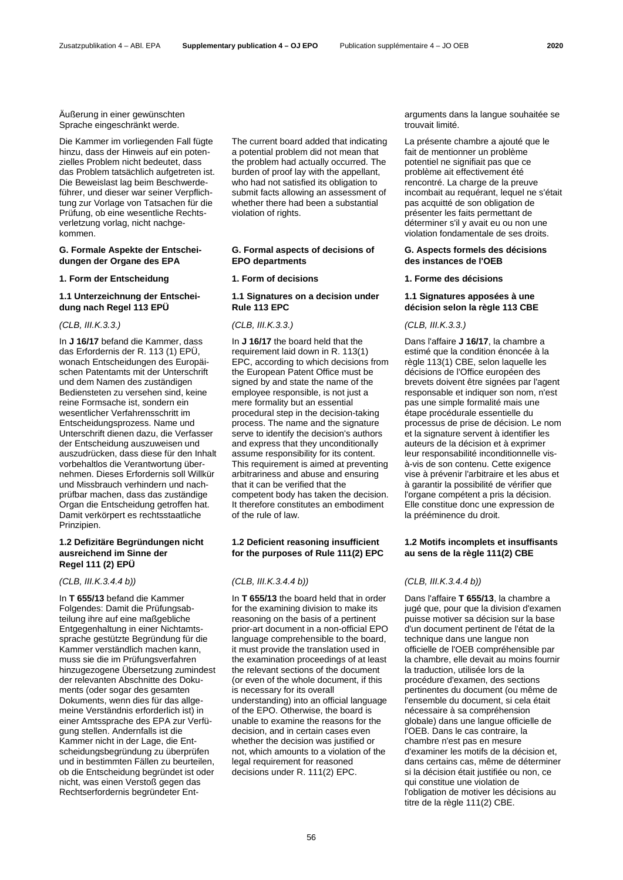Äußerung in einer gewünschten Sprache eingeschränkt werde.

Die Kammer im vorliegenden Fall fügte hinzu, dass der Hinweis auf ein potenzielles Problem nicht bedeutet, dass das Problem tatsächlich aufgetreten ist. Die Beweislast lag beim Beschwerdeführer, und dieser war seiner Verpflichtung zur Vorlage von Tatsachen für die Prüfung, ob eine wesentliche Rechtsverletzung vorlag, nicht nachgekommen.

### G. Formale Aspekte der Entscheidungen der Organe des EPA

#### 1. Form der Entscheidung

#### 1.1 Unterzeichnung der Entscheidung nach Regel 113 EPÜ

*(CLB, III.K.3.3.)*

In **J 16/17** befand die Kammer, dass das Erfordernis der R. 113 (1) EPÜ, wonach Entscheidungen des Europäischen Patentamts mit der Unterschrift und dem Namen des zuständigen Bediensteten zu versehen sind, keine reine Formsache ist, sondern ein wesentlicher Verfahrensschritt im Entscheidungsprozess. Name und Unterschrift dienen dazu, die Verfasser der Entscheidung auszuweisen und auszudrücken, dass diese für den Inhalt vorbehaltlos die Verantwortung übernehmen. Dieses Erfordernis soll Willkür und Missbrauch verhindern und nachprüfbar machen, dass das zuständige Organ die Entscheidung getroffen hat. Damit verkörpert es rechtsstaatliche Prinzipien.

#### 1.2 Defizitäre Begründungen nicht ausreichend im Sinne der Regel 111 (2) EPÜ

*(CLB, III.K.3.4.4 b))*

In **T 655/13** befand die Kammer Folgendes: Damit die Prüfungsabteilung ihre auf eine maßgebliche Entgegenhaltung in einer Nichtamtssprache gestützte Begründung für die Kammer verständlich machen kann, muss sie die im Prüfungsverfahren hinzugezogene Übersetzung zumindest der relevanten Abschnitte des Dokuments (oder sogar des gesamten Dokuments, wenn dies für das allgemeine Verständnis erforderlich ist) in einer Amtssprache des EPA zur Verfügung stellen. Andernfalls ist die Kammer nicht in der Lage, die Entscheidungsbegründung zu überprüfen und in bestimmten Fällen zu beurteilen, ob die Entscheidung begründet ist oder nicht, was einen Verstoß gegen das Rechtserfordernis begründeter Ent-

The current board added that indicating a potential problem did not mean that the problem had actually occurred. The burden of proof lay with the appellant, who had not satisfied its obligation to submit facts allowing an assessment of whether there had been a substantial violation of rights.

### G. Formal aspects of decisions of EPO departments

#### 1. Form of decisions

#### 1.1 Signatures on a decision under Rule 113 EPC

*(CLB, III.K.3.3.)*

In **J 16/17** the board held that the requirement laid down in R. 113(1) EPC, according to which decisions from the European Patent Office must be signed by and state the name of the employee responsible, is not just a mere formality but an essential procedural step in the decision-taking process. The name and the signature serve to identify the decision's authors and express that they unconditionally assume responsibility for its content. This requirement is aimed at preventing arbitrariness and abuse and ensuring that it can be verified that the competent body has taken the decision. It therefore constitutes an embodiment of the rule of law.

#### 1.2 Deficient reasoning insufficient for the purposes of Rule 111(2) EPC

*(CLB, III.K.3.4.4 b))*

In **T 655/13** the board held that in order for the examining division to make its reasoning on the basis of a pertinent prior-art document in a non-official EPO language comprehensible to the board, it must provide the translation used in the examination proceedings of at least the relevant sections of the document (or even of the whole document, if this is necessary for its overall understanding) into an official language of the EPO. Otherwise, the board is unable to examine the reasons for the decision, and in certain cases even whether the decision was justified or not, which amounts to a violation of the legal requirement for reasoned decisions under R. 111(2) EPC.

arguments dans la langue souhaitée se trouvait limité.

La présente chambre a ajouté que le fait de mentionner un problème potentiel ne signifiait pas que ce problème ait effectivement été rencontré. La charge de la preuve incombait au requérant, lequel ne s'était pas acquitté de son obligation de présenter les faits permettant de déterminer s'il y avait eu ou non une violation fondamentale de ses droits.

### G. Aspects formels des décisions des instances de l'OEB

#### 1. Forme des décisions

#### 1.1 Signatures apposées à une décision selon la règle 113 CBE

*(CLB, III.K.3.3.)*

Dans l'affaire **J 16/17**, la chambre a estimé que la condition énoncée à la règle 113(1) CBE, selon laquelle les décisions de l'Office européen des brevets doivent être signées par l'agent responsable et indiquer son nom, n'est pas une simple formalité mais une étape procédurale essentielle du processus de prise de décision. Le nom et la signature servent à identifier les auteurs de la décision et à exprimer leur responsabilité inconditionnelle vis-à-vis de son contenu. Cette exigence vise à prévenir l'arbitraire et les abus et à garantir la possibilité de vérifier que l'organe compétent a pris la décision. Elle constitue donc une expression de la prééminence du droit.

#### 1.2 Motifs incomplets et insuffisants au sens de la règle 111(2) CBE

*(CLB, III.K.3.4.4 b))*

Dans l'affaire **T 655/13**, la chambre a jugé que, pour que la division d'examen puisse motiver sa décision sur la base d'un document pertinent de l'état de la technique dans une langue non officielle de l'OEB compréhensible par la chambre, elle devait au moins fournir la traduction, utilisée lors de la procédure d'examen, des sections pertinentes du document (ou même de l'ensemble du document, si cela était nécessaire à sa compréhension globale) dans une langue officielle de l'OEB. Dans le cas contraire, la chambre n'est pas en mesure d'examiner les motifs de la décision et, dans certains cas, même de déterminer si la décision était justifiée ou non, ce qui constitue une violation de l'obligation de motiver les décisions au titre de la règle 111(2) CBE.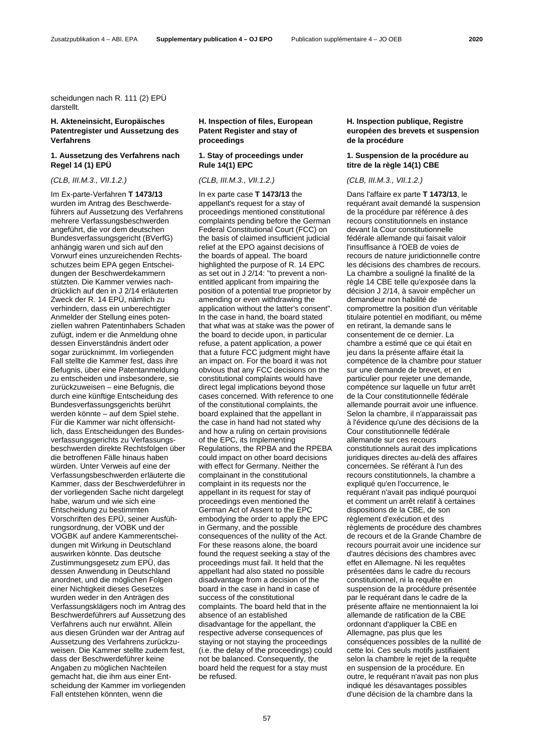scheidungen nach R. 111 (2) EPÜ darstellt.

## H. Akteneinsicht, Europäisches Patentregister und Aussetzung des Verfahrens

### 1. Aussetzung des Verfahrens nach Regel 14 (1) EPÜ

*(CLB, III.M.3., VII.1.2.)*

Im Ex-parte-Verfahren **T 1473/13** wurden im Antrag des Beschwerdeführers auf Aussetzung des Verfahrens mehrere Verfassungsbeschwerden angeführt, die vor dem deutschen Bundesverfassungsgericht (BVerfG) anhängig waren und sich auf den Vorwurf eines unzureichenden Rechtsschutzes beim EPA gegen Entscheidungen der Beschwerdekammern stützten. Die Kammer verwies nachdrücklich auf den in J 2/14 erläuterten Zweck der R. 14 EPÜ, nämlich zu verhindern, dass ein unberechtigter Anmelder der Stellung eines potenziellen wahren Patentinhabers Schaden zufügt, indem er die Anmeldung ohne dessen Einverständnis ändert oder sogar zurücknimmt. Im vorliegenden Fall stellte die Kammer fest, dass ihre Befugnis, über eine Patentanmeldung zu entscheiden und insbesondere, sie zurückzuweisen – eine Befugnis, die durch eine künftige Entscheidung des Bundesverfassungsgerichts berührt werden könnte – auf dem Spiel stehe. Für die Kammer war nicht offensichtlich, dass Entscheidungen des Bundesverfassungsgerichts zu Verfassungsbeschwerden direkte Rechtsfolgen über die betroffenen Fälle hinaus haben würden. Unter Verweis auf eine der Verfassungsbeschwerden erläuterte die Kammer, dass der Beschwerdeführer in der vorliegenden Sache nicht dargelegt habe, warum und wie sich eine Entscheidung zu bestimmten Vorschriften des EPÜ, seiner Ausführungsordnung, der VOBK und der VOGBK auf andere Kammerentscheidungen mit Wirkung in Deutschland auswirken könnte. Das deutsche Zustimmungsgesetz zum EPÜ, das dessen Anwendung in Deutschland anordnet, und die möglichen Folgen einer Nichtigkeit dieses Gesetzes wurden weder in den Anträgen des Verfassungsklägers noch im Antrag des Beschwerdeführers auf Aussetzung des Verfahrens auch nur erwähnt. Allein aus diesen Gründen war der Antrag auf Aussetzung des Verfahrens zurückzuweisen. Die Kammer stellte zudem fest, dass der Beschwerdeführer keine Angaben zu möglichen Nachteilen gemacht hat, die ihm aus einer Entscheidung der Kammer im vorliegenden Fall entstehen könnten, wenn die

## H. Inspection of files, European Patent Register and stay of proceedings

### 1. Stay of proceedings under Rule 14(1) EPC

*(CLB, III.M.3., VII.1.2.)*

In ex parte case **T 1473/13** the appellant's request for a stay of proceedings mentioned constitutional complaints pending before the German Federal Constitutional Court (FCC) on the basis of claimed insufficient judicial relief at the EPO against decisions of the boards of appeal. The board highlighted the purpose of R. 14 EPC as set out in J 2/14: "to prevent a non-entitled applicant from impairing the position of a potential true proprietor by amending or even withdrawing the application without the latter's consent". In the case in hand, the board stated that what was at stake was the power of the board to decide upon, in particular refuse, a patent application, a power that a future FCC judgment might have an impact on. For the board it was not obvious that any FCC decisions on the constitutional complaints would have direct legal implications beyond those cases concerned. With reference to one of the constitutional complaints, the board explained that the appellant in the case in hand had not stated why and how a ruling on certain provisions of the EPC, its Implementing Regulations, the RPBA and the RPEBA could impact on other board decisions with effect for Germany. Neither the complainant in the constitutional complaint in its requests nor the appellant in its request for stay of proceedings even mentioned the German Act of Assent to the EPC embodying the order to apply the EPC in Germany, and the possible consequences of the nullity of the Act. For these reasons alone, the board found the request seeking a stay of the proceedings must fail. It held that the appellant had also stated no possible disadvantage from a decision of the board in the case in hand in case of success of the constitutional complaints. The board held that in the absence of an established disadvantage for the appellant, the respective adverse consequences of staying or not staying the proceedings (i.e. the delay of the proceedings) could not be balanced. Consequently, the board held the request for a stay must be refused.

## H. Inspection publique, Registre européen des brevets et suspension de la procédure

### 1. Suspension de la procédure au titre de la règle 14(1) CBE

*(CLB, III.M.3., VII.1.2.)*

Dans l'affaire ex parte **T 1473/13**, le requérant avait demandé la suspension de la procédure par référence à des recours constitutionnels en instance devant la Cour constitutionnelle fédérale allemande qui faisait valoir l'insuffisance à l'OEB de voies de recours de nature juridictionnelle contre les décisions des chambres de recours. La chambre a souligné la finalité de la règle 14 CBE telle qu'exposée dans la décision J 2/14, à savoir empêcher un demandeur non habilité de compromettre la position d'un véritable titulaire potentiel en modifiant, ou même en retirant, la demande sans le consentement de ce dernier. La chambre a estimé que ce qui était en jeu dans la présente affaire était la compétence de la chambre pour statuer sur une demande de brevet, et en particulier pour rejeter une demande, compétence sur laquelle un futur arrêt de la Cour constitutionnelle fédérale allemande pourrait avoir une influence. Selon la chambre, il n'apparaissait pas à l'évidence qu'une des décisions de la Cour constitutionnelle fédérale allemande sur ces recours constitutionnels aurait des implications juridiques directes au-delà des affaires concernées. Se référant à l'un des recours constitutionnels, la chambre a expliqué qu'en l'occurrence, le requérant n'avait pas indiqué pourquoi et comment un arrêt relatif à certaines dispositions de la CBE, de son règlement d'exécution et des règlements de procédure des chambres de recours et de la Grande Chambre de recours pourrait avoir une incidence sur d'autres décisions des chambres avec effet en Allemagne. Ni les requêtes présentées dans le cadre du recours constitutionnel, ni la requête en suspension de la procédure présentée par le requérant dans le cadre de la présente affaire ne mentionnaient la loi allemande de ratification de la CBE ordonnant d'appliquer la CBE en Allemagne, pas plus que les conséquences possibles de la nullité de cette loi. Ces seuls motifs justifiaient selon la chambre le rejet de la requête en suspension de la procédure. En outre, le requérant n'avait pas non plus indiqué les désavantages possibles d'une décision de la chambre dans la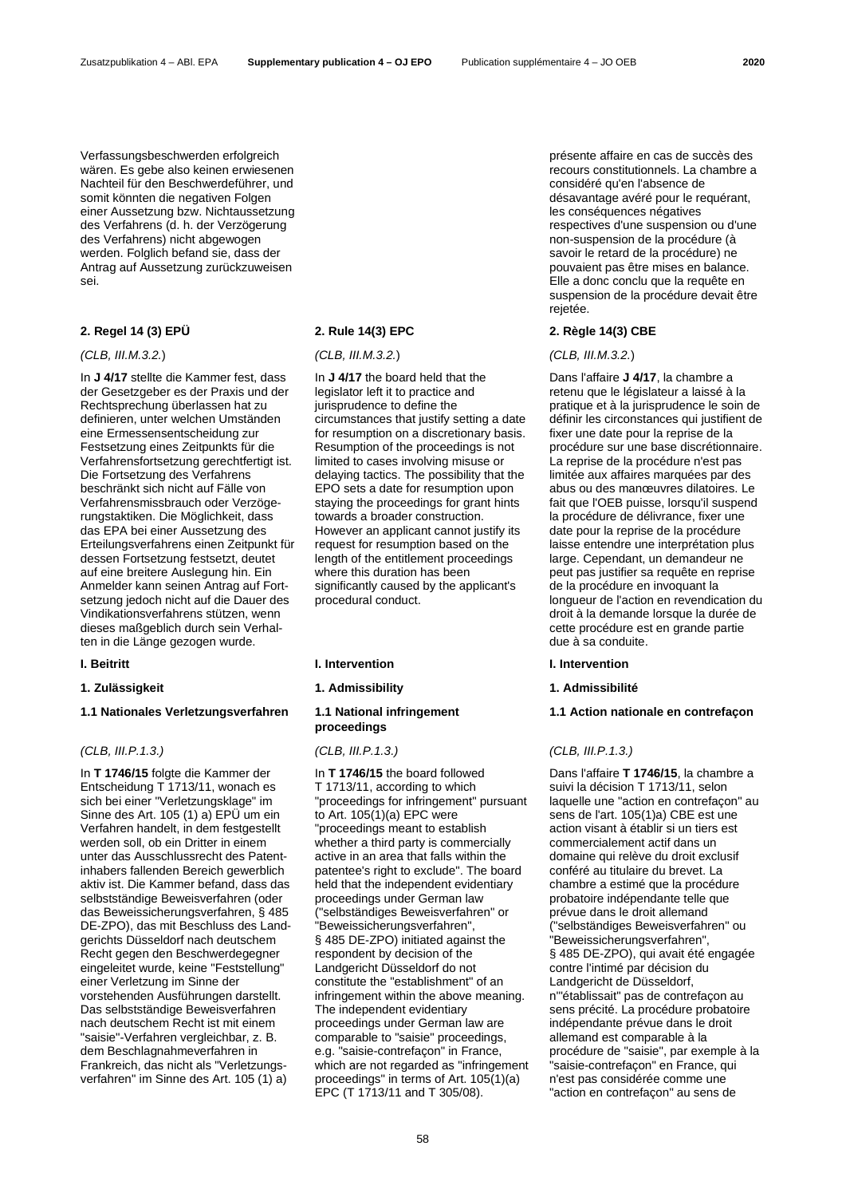Verfassungsbeschwerden erfolgreich wären. Es gebe also keinen erwiesenen Nachteil für den Beschwerdeführer, und somit könnten die negativen Folgen einer Aussetzung bzw. Nichtaussetzung des Verfahrens (d. h. der Verzögerung des Verfahrens) nicht abgewogen werden. Folglich befand sie, dass der Antrag auf Aussetzung zurückzuweisen sei.

présente affaire en cas de succès des recours constitutionnels. La chambre a considéré qu'en l'absence de désavantage avéré pour le requérant, les conséquences négatives respectives d'une suspension ou d'une non-suspension de la procédure (à savoir le retard de la procédure) ne pouvaient pas être mises en balance. Elle a donc conclu que la requête en suspension de la procédure devait être rejetée.

### 2. Regel 14 (3) EPÜ

*(CLB, III.M.3.2.)*

In **J 4/17** stellte die Kammer fest, dass der Gesetzgeber es der Praxis und der Rechtsprechung überlassen hat zu definieren, unter welchen Umständen eine Ermessensentscheidung zur Festsetzung eines Zeitpunkts für die Verfahrensfortsetzung gerechtfertigt ist. Die Fortsetzung des Verfahrens beschränkt sich nicht auf Fälle von Verfahrensmissbrauch oder Verzögerungstaktiken. Die Möglichkeit, dass das EPA bei einer Aussetzung des Erteilungsverfahrens einen Zeitpunkt für dessen Fortsetzung festsetzt, deutet auf eine breitere Auslegung hin. Ein Anmelder kann seinen Antrag auf Fortsetzung jedoch nicht auf die Dauer des Vindikationsverfahrens stützen, wenn dieses maßgeblich durch sein Verhalten in die Länge gezogen wurde.

### 2. Rule 14(3) EPC

*(CLB, III.M.3.2.)*

In **J 4/17** the board held that the legislator left it to practice and jurisprudence to define the circumstances that justify setting a date for resumption on a discretionary basis. Resumption of the proceedings is not limited to cases involving misuse or delaying tactics. The possibility that the EPO sets a date for resumption upon staying the proceedings for grant hints towards a broader construction. However an applicant cannot justify its request for resumption based on the length of the entitlement proceedings where this duration has been significantly caused by the applicant's procedural conduct.

### 2. Règle 14(3) CBE

*(CLB, III.M.3.2.)*

Dans l'affaire **J 4/17**, la chambre a retenu que le législateur a laissé à la pratique et à la jurisprudence le soin de définir les circonstances qui justifient de fixer une date pour la reprise de la procédure sur une base discrétionnaire. La reprise de la procédure n'est pas limitée aux affaires marquées par des abus ou des manœuvres dilatoires. Le fait que l'OEB puisse, lorsqu'il suspend la procédure de délivrance, fixer une date pour la reprise de la procédure laisse entendre une interprétation plus large. Cependant, un demandeur ne peut pas justifier sa requête en reprise de la procédure en invoquant la longueur de l'action en revendication du droit à la demande lorsque la durée de cette procédure est en grande partie due à sa conduite.

## I. Beitritt

### 1. Zulässigkeit

#### 1.1 Nationales Verletzungsverfahren

*(CLB, III.P.1.3.)*

In **T 1746/15** folgte die Kammer der Entscheidung T 1713/11, wonach es sich bei einer "Verletzungsklage" im Sinne des Art. 105 (1) a) EPÜ um ein Verfahren handelt, in dem festgestellt werden soll, ob ein Dritter in einem unter das Ausschlussrecht des Patentinhabers fallenden Bereich gewerblich aktiv ist. Die Kammer befand, dass das selbstständige Beweisverfahren (oder das Beweissicherungsverfahren, § 485 DE-ZPO), das mit Beschluss des Landgerichts Düsseldorf nach deutschem Recht gegen den Beschwerdegegner eingeleitet wurde, keine "Feststellung" einer Verletzung im Sinne der vorstehenden Ausführungen darstellt. Das selbstständige Beweisverfahren nach deutschem Recht ist mit einem "saisie"-Verfahren vergleichbar, z. B. dem Beschlagnahmeverfahren in Frankreich, das nicht als "Verletzungsverfahren" im Sinne des Art. 105 (1) a)

## I. Intervention

### 1. Admissibility

#### 1.1 National infringement proceedings

*(CLB, III.P.1.3.)*

In **T 1746/15** the board followed T 1713/11, according to which "proceedings for infringement" pursuant to Art. 105(1)(a) EPC were "proceedings meant to establish whether a third party is commercially active in an area that falls within the patentee's right to exclude". The board held that the independent evidentiary proceedings under German law ("selbständiges Beweisverfahren" or "Beweissicherungsverfahren", § 485 DE-ZPO) initiated against the respondent by decision of the Landgericht Düsseldorf do not constitute the "establishment" of an infringement within the above meaning. The independent evidentiary proceedings under German law are comparable to "saisie" proceedings, e.g. "saisie-contrefaçon" in France, which are not regarded as "infringement proceedings" in terms of Art. 105(1)(a) EPC (T 1713/11 and T 305/08).

## I. Intervention

### 1. Admissibilité

#### 1.1 Action nationale en contrefaçon

*(CLB, III.P.1.3.)*

Dans l'affaire **T 1746/15**, la chambre a suivi la décision T 1713/11, selon laquelle une "action en contrefaçon" au sens de l'art. 105(1)a) CBE est une action visant à établir si un tiers est commercialement actif dans un domaine qui relève du droit exclusif conféré au titulaire du brevet. La chambre a estimé que la procédure probatoire indépendante telle que prévue dans le droit allemand ("selbständiges Beweisverfahren" ou "Beweissicherungsverfahren", § 485 DE-ZPO), qui avait été engagée contre l'intimé par décision du Landgericht de Düsseldorf, n'"établissait" pas de contrefaçon au sens précité. La procédure probatoire indépendante prévue dans le droit allemand est comparable à la procédure de "saisie", par exemple à la "saisie-contrefaçon" en France, qui n'est pas considérée comme une "action en contrefaçon" au sens de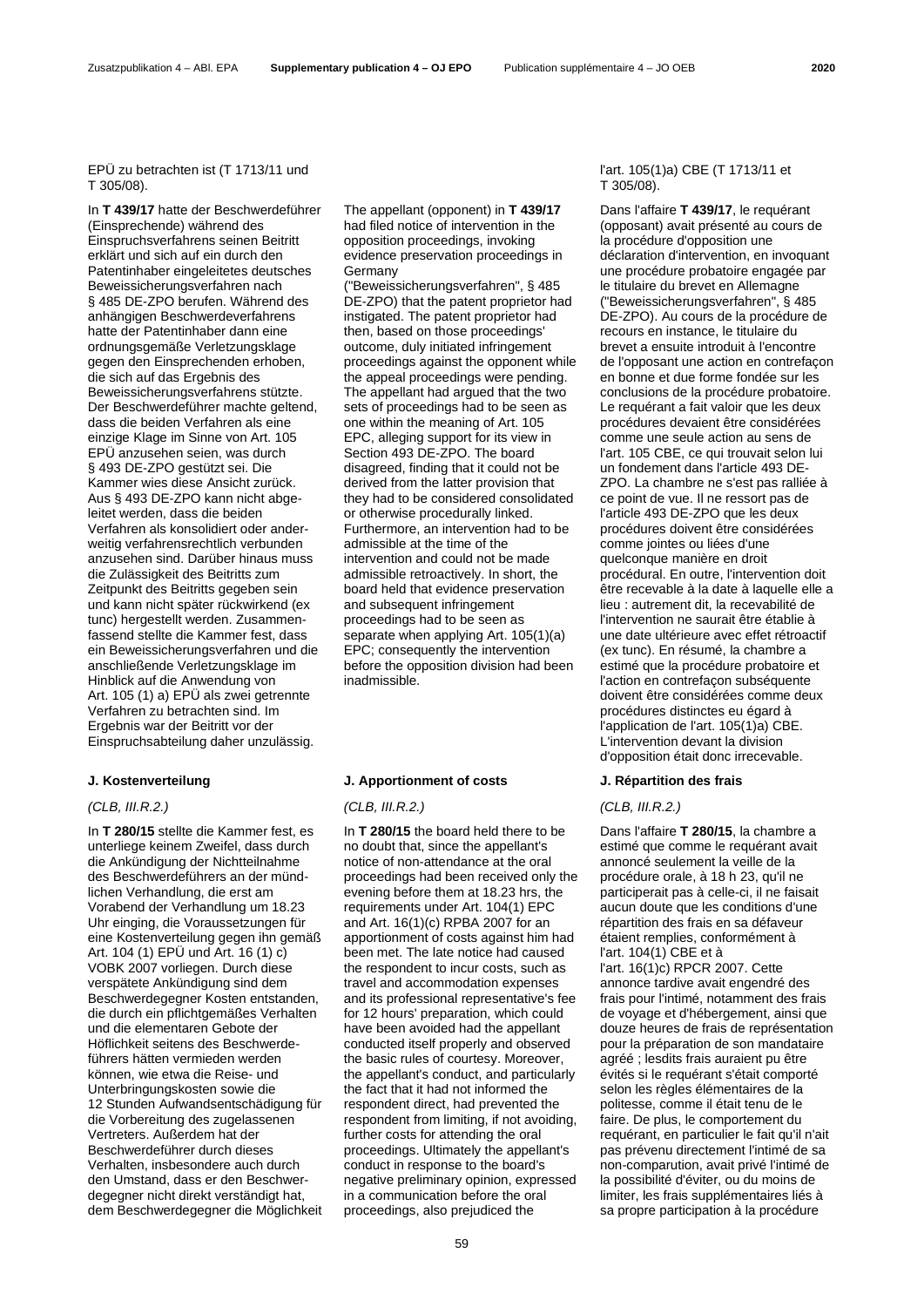EPÜ zu betrachten ist (T 1713/11 und T 305/08).

In **T 439/17** hatte der Beschwerdeführer (Einsprechende) während des Einspruchsverfahrens seinen Beitritt erklärt und sich auf ein durch den Patentinhaber eingeleitetes deutsches Beweissicherungsverfahren nach § 485 DE-ZPO berufen. Während des anhängigen Beschwerdeverfahrens hatte der Patentinhaber dann eine ordnungsgemäße Verletzungsklage gegen den Einsprechenden erhoben, die sich auf das Ergebnis des Beweissicherungsverfahrens stützte. Der Beschwerdeführer machte geltend, dass die beiden Verfahren als eine einzige Klage im Sinne von Art. 105 EPÜ anzusehen seien, was durch § 493 DE-ZPO gestützt sei. Die Kammer wies diese Ansicht zurück. Aus § 493 DE-ZPO kann nicht abgeleitet werden, dass die beiden Verfahren als konsolidiert oder anderweitig verfahrensrechtlich verbunden anzusehen sind. Darüber hinaus muss die Zulässigkeit des Beitritts zum Zeitpunkt des Beitritts gegeben sein und kann nicht später rückwirkend (ex tunc) hergestellt werden. Zusammenfassend stellte die Kammer fest, dass ein Beweissicherungsverfahren und die anschließende Verletzungsklage im Hinblick auf die Anwendung von Art. 105 (1) a) EPÜ als zwei getrennte Verfahren zu betrachten sind. Im Ergebnis war der Beitritt vor der Einspruchsabteilung daher unzulässig.

## J. Kostenverteilung

*(CLB, III.R.2.)*

In **T 280/15** stellte die Kammer fest, es unterliege keinem Zweifel, dass durch die Ankündigung der Nichtteilnahme des Beschwerdeführers an der mündlichen Verhandlung, die erst am Vorabend der Verhandlung um 18.23 Uhr einging, die Voraussetzungen für eine Kostenverteilung gegen ihn gemäß Art. 104 (1) EPÜ und Art. 16 (1) c) VOBK 2007 vorliegen. Durch diese verspätete Ankündigung sind dem Beschwerdegegner Kosten entstanden, die durch ein pflichtgemäßes Verhalten und die elementaren Gebote der Höflichkeit seitens des Beschwerdeführers hätten vermieden werden können, wie etwa die Reise- und Unterbringungskosten sowie die 12 Stunden Aufwandsentschädigung für die Vorbereitung des zugelassenen Vertreters. Außerdem hat der Beschwerdeführer durch dieses Verhalten, insbesondere auch durch den Umstand, dass er den Beschwerdegegner nicht direkt verständigt hat, dem Beschwerdegegner die Möglichkeit

The appellant (opponent) in **T 439/17** had filed notice of intervention in the opposition proceedings, invoking evidence preservation proceedings in Germany ("Beweissicherungsverfahren", § 485 DE-ZPO) that the patent proprietor had instigated. The patent proprietor had then, based on those proceedings' outcome, duly initiated infringement proceedings against the opponent while the appeal proceedings were pending. The appellant had argued that the two sets of proceedings had to be seen as one within the meaning of Art. 105 EPC, alleging support for its view in Section 493 DE-ZPO. The board disagreed, finding that it could not be derived from the latter provision that they had to be considered consolidated or otherwise procedurally linked. Furthermore, an intervention had to be admissible at the time of the intervention and could not be made admissible retroactively. In short, the board held that evidence preservation and subsequent infringement proceedings had to be seen as separate when applying Art. 105(1)(a) EPC; consequently the intervention before the opposition division had been inadmissible.

## J. Apportionment of costs

*(CLB, III.R.2.)*

In **T 280/15** the board held there to be no doubt that, since the appellant's notice of non-attendance at the oral proceedings had been received only the evening before them at 18.23 hrs, the requirements under Art. 104(1) EPC and Art. 16(1)(c) RPBA 2007 for an apportionment of costs against him had been met. The late notice had caused the respondent to incur costs, such as travel and accommodation expenses and its professional representative's fee for 12 hours' preparation, which could have been avoided had the appellant conducted itself properly and observed the basic rules of courtesy. Moreover, the appellant's conduct, and particularly the fact that it had not informed the respondent direct, had prevented the respondent from limiting, if not avoiding, further costs for attending the oral proceedings. Ultimately the appellant's conduct in response to the board's negative preliminary opinion, expressed in a communication before the oral proceedings, also prejudiced the

l'art. 105(1)a) CBE (T 1713/11 et T 305/08).

Dans l'affaire **T 439/17**, le requérant (opposant) avait présenté au cours de la procédure d'opposition une déclaration d'intervention, en invoquant une procédure probatoire engagée par le titulaire du brevet en Allemagne ("Beweissicherungsverfahren", § 485 DE-ZPO). Au cours de la procédure de recours en instance, le titulaire du brevet a ensuite introduit à l'encontre de l'opposant une action en contrefaçon en bonne et due forme fondée sur les conclusions de la procédure probatoire. Le requérant a fait valoir que les deux procédures devaient être considérées comme une seule action au sens de l'art. 105 CBE, ce qui trouvait selon lui un fondement dans l'article 493 DE-ZPO. La chambre ne s'est pas ralliée à ce point de vue. Il ne ressort pas de l'article 493 DE-ZPO que les deux procédures doivent être considérées comme jointes ou liées d'une quelconque manière en droit procédural. En outre, l'intervention doit être recevable à la date à laquelle elle a lieu : autrement dit, la recevabilité de l'intervention ne saurait être établie à une date ultérieure avec effet rétroactif (ex tunc). En résumé, la chambre a estimé que la procédure probatoire et l'action en contrefaçon subséquente doivent être considérées comme deux procédures distinctes eu égard à l'application de l'art. 105(1)a) CBE. L'intervention devant la division d'opposition était donc irrecevable.

## J. Répartition des frais

*(CLB, III.R.2.)*

Dans l'affaire **T 280/15**, la chambre a estimé que comme le requérant avait annoncé seulement la veille de la procédure orale, à 18 h 23, qu'il ne participerait pas à celle-ci, il ne faisait aucun doute que les conditions d'une répartition des frais en sa défaveur étaient remplies, conformément à l'art. 104(1) CBE et à l'art. 16(1)c) RPCR 2007. Cette annonce tardive avait engendré des frais pour l'intimé, notamment des frais de voyage et d'hébergement, ainsi que douze heures de frais de représentation pour la préparation de son mandataire agréé ; lesdits frais auraient pu être évités si le requérant s'était comporté selon les règles élémentaires de la politesse, comme il était tenu de le faire. De plus, le comportement du requérant, en particulier le fait qu'il n'ait pas prévenu directement l'intimé de sa non-comparution, avait privé l'intimé de la possibilité d'éviter, ou du moins de limiter, les frais supplémentaires liés à sa propre participation à la procédure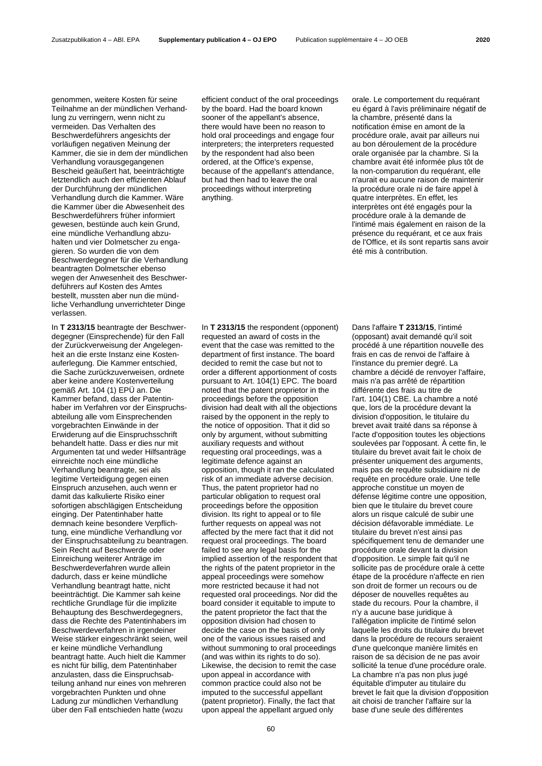genommen, weitere Kosten für seine Teilnahme an der mündlichen Verhandlung zu verringern, wenn nicht zu vermeiden. Das Verhalten des Beschwerdeführers angesichts der vorläufigen negativen Meinung der Kammer, die sie in dem der mündlichen Verhandlung vorausgegangenen Bescheid geäußert hat, beeinträchtigte letztendlich auch den effizienten Ablauf der Durchführung der mündlichen Verhandlung durch die Kammer. Wäre die Kammer über die Abwesenheit des Beschwerdeführers früher informiert gewesen, bestünde auch kein Grund, eine mündliche Verhandlung abzuhalten und vier Dolmetscher zu engagieren. So wurden die von dem Beschwerdegegner für die Verhandlung beantragten Dolmetscher ebenso wegen der Anwesenheit des Beschwerdeführers auf Kosten des Amtes bestellt, mussten aber nun die mündliche Verhandlung unverrichteter Dinge verlassen.

In **T 2313/15** beantragte der Beschwerdegegner (Einsprechende) für den Fall der Zurückverweisung der Angelegenheit an die erste Instanz eine Kostenauferlegung. Die Kammer entschied, die Sache zurückzuverweisen, ordnete aber keine andere Kostenverteilung gemäß Art. 104 (1) EPÜ an. Die Kammer befand, dass der Patentinhaber im Verfahren vor der Einspruchsabteilung alle vom Einsprechenden vorgebrachten Einwände in der Erwiderung auf die Einspruchsschrift behandelt hatte. Dass er dies nur mit Argumenten tat und weder Hilfsanträge einreichte noch eine mündliche Verhandlung beantragte, sei als legitime Verteidigung gegen einen Einspruch anzusehen, auch wenn er damit das kalkulierte Risiko einer sofortigen abschlägigen Entscheidung einging. Der Patentinhaber hatte demnach keine besondere Verpflichtung, eine mündliche Verhandlung vor der Einspruchsabteilung zu beantragen. Sein Recht auf Beschwerde oder Einreichung weiterer Anträge im Beschwerdeverfahren wurde allein dadurch, dass er keine mündliche Verhandlung beantragt hatte, nicht beeinträchtigt. Die Kammer sah keine rechtliche Grundlage für die implizite Behauptung des Beschwerdegegners, dass die Rechte des Patentinhabers im Beschwerdeverfahren in irgendeiner Weise stärker eingeschränkt seien, weil er keine mündliche Verhandlung beantragt hatte. Auch hielt die Kammer es nicht für billig, dem Patentinhaber anzulasten, dass die Einspruchsabteilung anhand nur eines von mehreren vorgebrachten Punkten und ohne Ladung zur mündlichen Verhandlung über den Fall entschieden hatte (wozu

efficient conduct of the oral proceedings by the board. Had the board known sooner of the appellant's absence, there would have been no reason to hold oral proceedings and engage four interpreters; the interpreters requested by the respondent had also been ordered, at the Office's expense, because of the appellant's attendance, but had then had to leave the oral proceedings without interpreting anything.

In **T 2313/15** the respondent (opponent) requested an award of costs in the event that the case was remitted to the department of first instance. The board decided to remit the case but not to order a different apportionment of costs pursuant to Art. 104(1) EPC. The board noted that the patent proprietor in the proceedings before the opposition division had dealt with all the objections raised by the opponent in the reply to the notice of opposition. That it did so only by argument, without submitting auxiliary requests and without requesting oral proceedings, was a legitimate defence against an opposition, though it ran the calculated risk of an immediate adverse decision. Thus, the patent proprietor had no particular obligation to request oral proceedings before the opposition division. Its right to appeal or to file further requests on appeal was not affected by the mere fact that it did not request oral proceedings. The board failed to see any legal basis for the implied assertion of the respondent that the rights of the patent proprietor in the appeal proceedings were somehow more restricted because it had not requested oral proceedings. Nor did the board consider it equitable to impute to the patent proprietor the fact that the opposition division had chosen to decide the case on the basis of only one of the various issues raised and without summoning to oral proceedings (and was within its rights to do so). Likewise, the decision to remit the case upon appeal in accordance with common practice could also not be imputed to the successful appellant (patent proprietor). Finally, the fact that upon appeal the appellant argued only

orale. Le comportement du requérant eu égard à l'avis préliminaire négatif de la chambre, présenté dans la notification émise en amont de la procédure orale, avait par ailleurs nui au bon déroulement de la procédure orale organisée par la chambre. Si la chambre avait été informée plus tôt de la non-comparution du requérant, elle n'aurait eu aucune raison de maintenir la procédure orale ni de faire appel à quatre interprètes. En effet, les interprètes ont été engagés pour la procédure orale à la demande de l'intimé mais également en raison de la présence du requérant, et ce aux frais de l'Office, et ils sont repartis sans avoir été mis à contribution.

Dans l'affaire **T 2313/15**, l'intimé (opposant) avait demandé qu'il soit procédé à une répartition nouvelle des frais en cas de renvoi de l'affaire à l'instance du premier degré. La chambre a décidé de renvoyer l'affaire, mais n'a pas arrêté de répartition différente des frais au titre de l'art. 104(1) CBE. La chambre a noté que, lors de la procédure devant la division d'opposition, le titulaire du brevet avait traité dans sa réponse à l'acte d'opposition toutes les objections soulevées par l'opposant. À cette fin, le titulaire du brevet avait fait le choix de présenter uniquement des arguments, mais pas de requête subsidiaire ni de requête en procédure orale. Une telle approche constitue un moyen de défense légitime contre une opposition, bien que le titulaire du brevet coure alors un risque calculé de subir une décision défavorable immédiate. Le titulaire du brevet n'est ainsi pas spécifiquement tenu de demander une procédure orale devant la division d'opposition. Le simple fait qu'il ne sollicite pas de procédure orale à cette étape de la procédure n'affecte en rien son droit de former un recours ou de déposer de nouvelles requêtes au stade du recours. Pour la chambre, il n'y a aucune base juridique à l'allégation implicite de l'intimé selon laquelle les droits du titulaire du brevet dans la procédure de recours seraient d'une quelconque manière limités en raison de sa décision de ne pas avoir sollicité la tenue d'une procédure orale. La chambre n'a pas non plus jugé équitable d'imputer au titulaire du brevet le fait que la division d'opposition ait choisi de trancher l'affaire sur la base d'une seule des différentes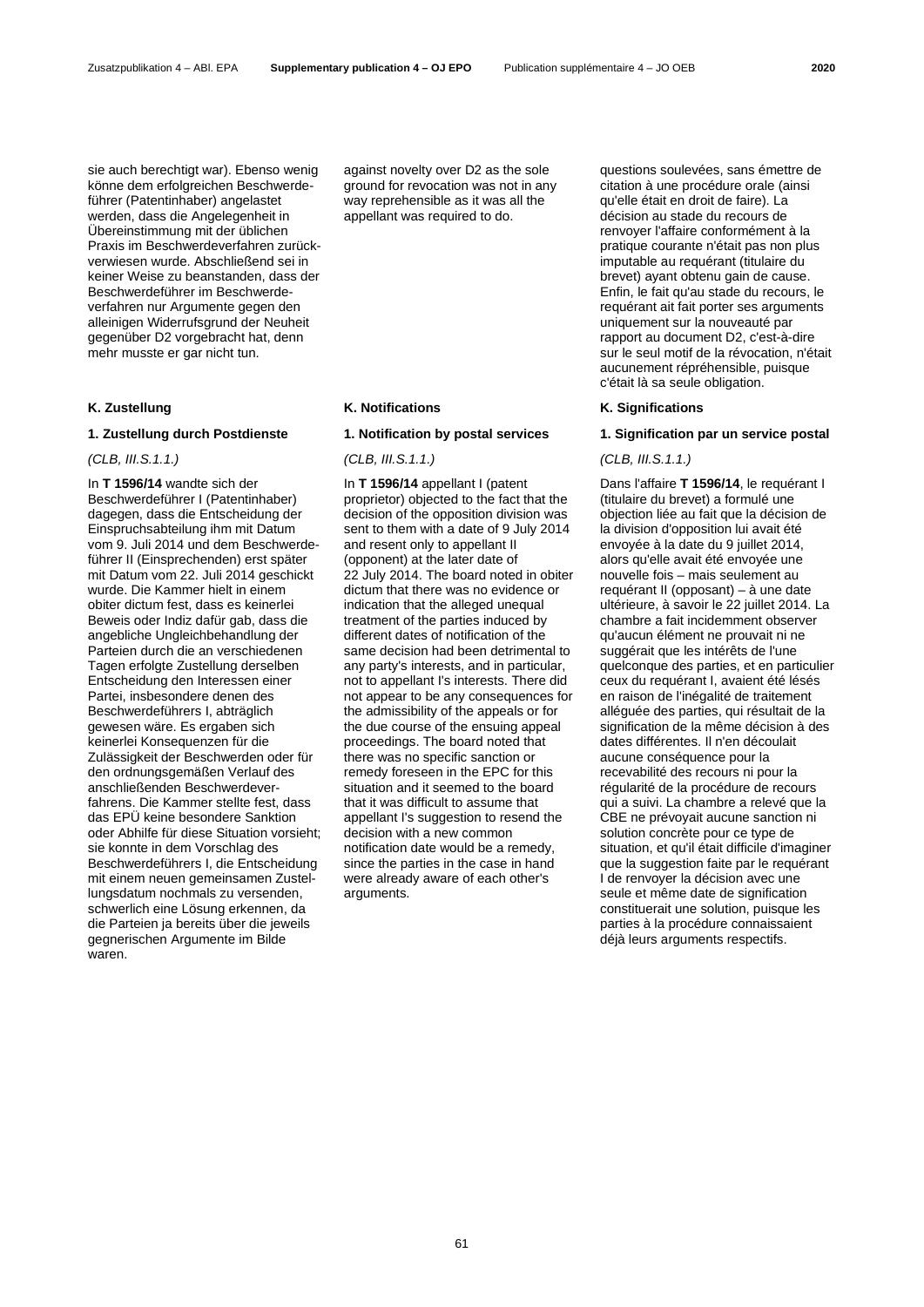sie auch berechtigt war). Ebenso wenig könne dem erfolgreichen Beschwerdeführer (Patentinhaber) angelastet werden, dass die Angelegenheit in Übereinstimmung mit der üblichen Praxis im Beschwerdeverfahren zurückverwiesen wurde. Abschließend sei in keiner Weise zu beanstanden, dass der Beschwerdeführer im Beschwerdeverfahren nur Argumente gegen den alleinigen Widerrufsgrund der Neuheit gegenüber D2 vorgebracht hat, denn mehr musste er gar nicht tun.

### K. Zustellung

#### 1. Zustellung durch Postdienste

*(CLB, III.S.1.1.)*

In **T 1596/14** wandte sich der Beschwerdeführer I (Patentinhaber) dagegen, dass die Entscheidung der Einspruchsabteilung ihm mit Datum vom 9. Juli 2014 und dem Beschwerdeführer II (Einsprechenden) erst später mit Datum vom 22. Juli 2014 geschickt wurde. Die Kammer hielt in einem obiter dictum fest, dass es keinerlei Beweis oder Indiz dafür gab, dass die angebliche Ungleichbehandlung der Parteien durch die an verschiedenen Tagen erfolgte Zustellung derselben Entscheidung den Interessen einer Partei, insbesondere denen des Beschwerdeführers I, abträglich gewesen wäre. Es ergaben sich keinerlei Konsequenzen für die Zulässigkeit der Beschwerden oder für den ordnungsgemäßen Verlauf des anschließenden Beschwerdeverfahrens. Die Kammer stellte fest, dass das EPÜ keine besondere Sanktion oder Abhilfe für diese Situation vorsieht; sie konnte in dem Vorschlag des Beschwerdeführers I, die Entscheidung mit einem neuen gemeinsamen Zustellungsdatum nochmals zu versenden, schwerlich eine Lösung erkennen, da die Parteien ja bereits über die jeweils gegnerischen Argumente im Bilde waren.

against novelty over D2 as the sole ground for revocation was not in any way reprehensible as it was all the appellant was required to do.

### K. Notifications

#### 1. Notification by postal services

*(CLB, III.S.1.1.)*

In **T 1596/14** appellant I (patent proprietor) objected to the fact that the decision of the opposition division was sent to them with a date of 9 July 2014 and resent only to appellant II (opponent) at the later date of 22 July 2014. The board noted in obiter dictum that there was no evidence or indication that the alleged unequal treatment of the parties induced by different dates of notification of the same decision had been detrimental to any party's interests, and in particular, not to appellant I's interests. There did not appear to be any consequences for the admissibility of the appeals or for the due course of the ensuing appeal proceedings. The board noted that there was no specific sanction or remedy foreseen in the EPC for this situation and it seemed to the board that it was difficult to assume that appellant I's suggestion to resend the decision with a new common notification date would be a remedy, since the parties in the case in hand were already aware of each other's arguments.

questions soulevées, sans émettre de citation à une procédure orale (ainsi qu'elle était en droit de faire). La décision au stade du recours de renvoyer l'affaire conformément à la pratique courante n'était pas non plus imputable au requérant (titulaire du brevet) ayant obtenu gain de cause. Enfin, le fait qu'au stade du recours, le requérant ait fait porter ses arguments uniquement sur la nouveauté par rapport au document D2, c'est-à-dire sur le seul motif de la révocation, n'était aucunement répréhensible, puisque c'était là sa seule obligation.

### K. Significations

#### 1. Signification par un service postal

*(CLB, III.S.1.1.)*

Dans l'affaire **T 1596/14**, le requérant I (titulaire du brevet) a formulé une objection liée au fait que la décision de la division d'opposition lui avait été envoyée à la date du 9 juillet 2014, alors qu'elle avait été envoyée une nouvelle fois – mais seulement au requérant II (opposant) – à une date ultérieure, à savoir le 22 juillet 2014. La chambre a fait incidemment observer qu'aucun élément ne prouvait ni ne suggérait que les intérêts de l'une quelconque des parties, et en particulier ceux du requérant I, avaient été lésés en raison de l'inégalité de traitement alléguée des parties, qui résultait de la signification de la même décision à des dates différentes. Il n'en découlait aucune conséquence pour la recevabilité des recours ni pour la régularité de la procédure de recours qui a suivi. La chambre a relevé que la CBE ne prévoyait aucune sanction ni solution concrète pour ce type de situation, et qu'il était difficile d'imaginer que la suggestion faite par le requérant I de renvoyer la décision avec une seule et même date de signification constituerait une solution, puisque les parties à la procédure connaissaient déjà leurs arguments respectifs.